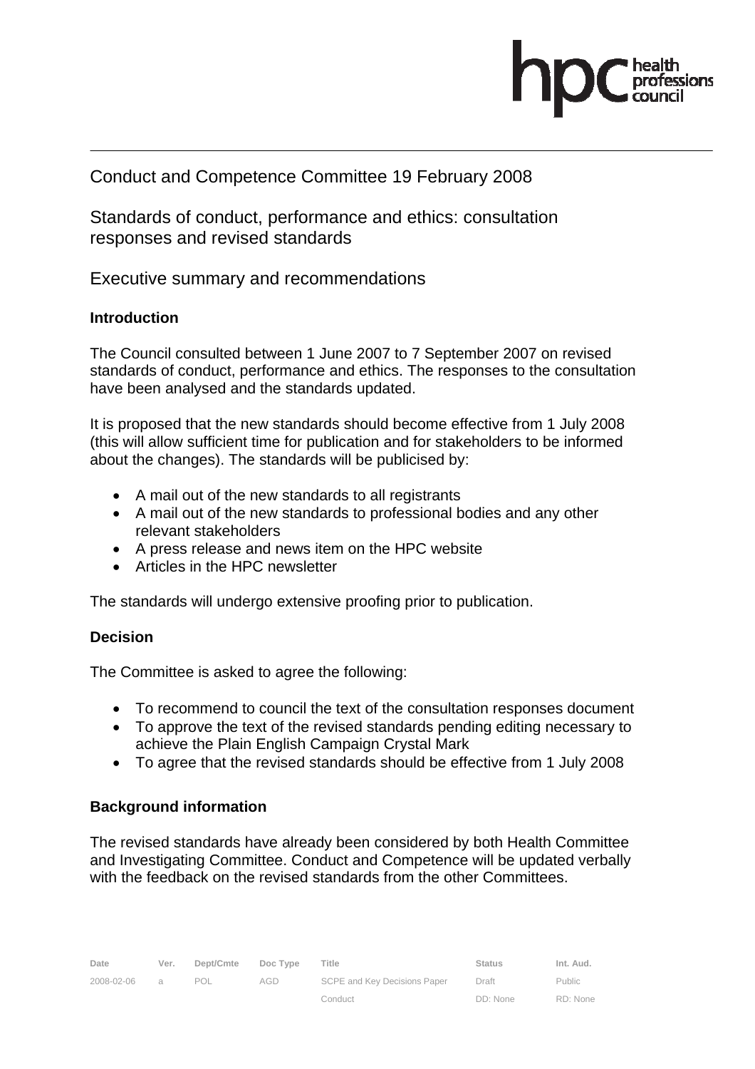Conduct and Competence Committee 19 February 2008

Standards of conduct, performance and ethics: consultation responses and revised standards

Executive summary and recommendations

**Introduction**

The Council consulted between 1 June 2007 to 7 September 2007 on revised standards of conduct, performance and ethics. The responses to the consultation have been analysed and the standards updated.

It is proposed that the new standards should become effective from 1 July 2008 (this will allow sufficient time for publication and for stakeholders to be informed about the changes). The standards will be publicised by:

- A mail out of the new standards to all registrants
- A mail out of the new standards to professional bodies and any other relevant stakeholders
- A press release and news item on the HPC website
- Articles in the HPC newsletter

The standards will undergo extensive proofing prior to publication.

**Decision**

The Committee is asked to agree the following:

- To recommend to council the text of the consultation responses document
- To approve the text of the revised standards pending editing necessary to achieve the Plain English Campaign Crystal Mark
- To agree that the revised standards should be effective from 1 July 2008

**Background information**

The revised standards have already been considered by both Health Committee and Investigating Committee. Conduct and Competence will be updated verbally with the feedback on the revised standards from the other Committees.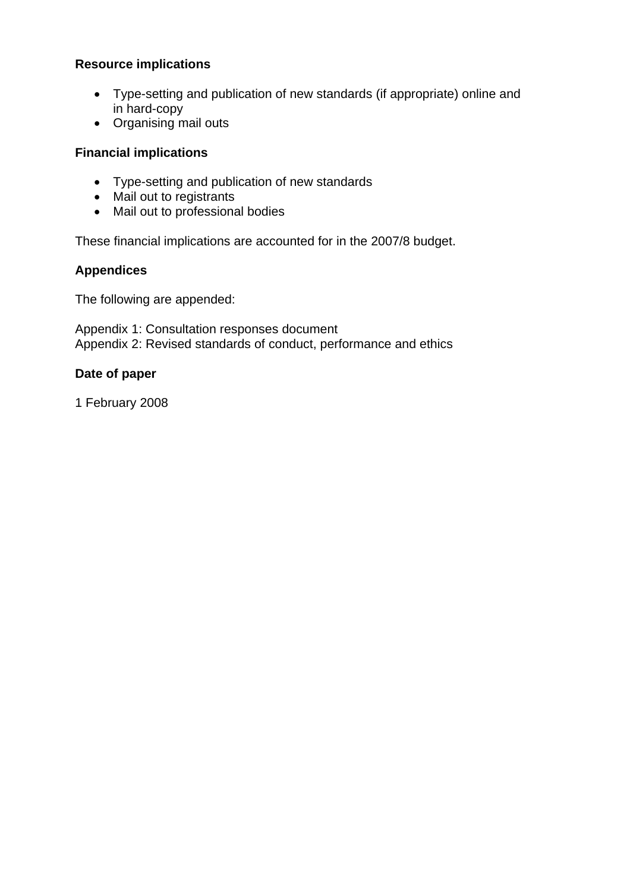**Resource implications**

- Type-setting and publication of new standards (if appropriate) online and in hard-copy
- Organising mail outs

**Financial implications**

- Type-setting and publication of new standards
- Mail out to registrants
- Mail out to professional bodies

These financial implications are accounted for in the 2007/8 budget.

**Appendices**

The following are appended:

Appendix 1: Consultation responses document
Appendix 2: Revised standards of conduct, performance and ethics

**Date of paper**

1 February 2008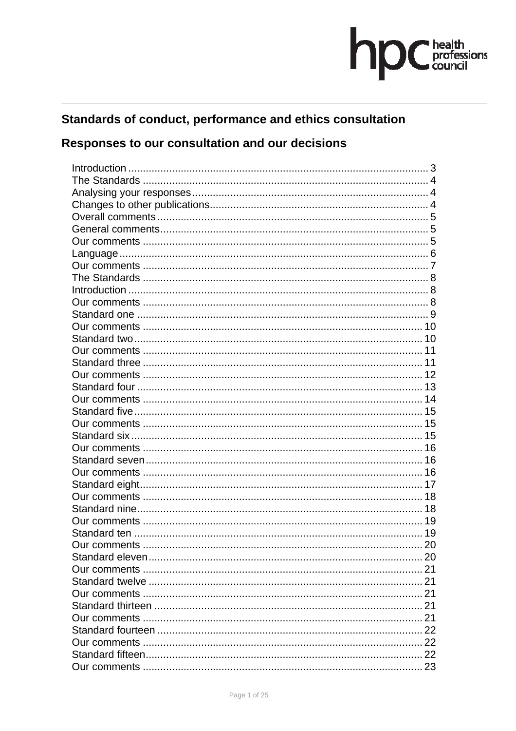## Standards of conduct, performance and ethics consultation

## Responses to our consultation and our decisions

Introduction ........................................................................................................ 3
The Standards .................................................................................................. 4
Analysing your responses ................................................................................. 4
Changes to other publications........................................................................... 4
Overall comments ............................................................................................. 5
General comments............................................................................................ 5
Our comments .................................................................................................. 5
Language .......................................................................................................... 6
Our comments .................................................................................................. 7
The Standards .................................................................................................. 8
Introduction ....................................................................................................... 8
Our comments .................................................................................................. 8
Standard one .................................................................................................... 9
Our comments ................................................................................................ 10
Standard two................................................................................................... 10
Our comments ................................................................................................ 11
Standard three ................................................................................................ 11
Our comments ................................................................................................ 12
Standard four .................................................................................................. 13
Our comments ................................................................................................ 14
Standard five................................................................................................... 15
Our comments ................................................................................................ 15
Standard six.................................................................................................... 15
Our comments ................................................................................................ 16
Standard seven............................................................................................... 16
Our comments ................................................................................................ 16
Standard eight................................................................................................. 17
Our comments ................................................................................................ 18
Standard nine.................................................................................................. 18
Our comments ................................................................................................ 19
Standard ten ................................................................................................... 19
Our comments ................................................................................................ 20
Standard eleven.............................................................................................. 20
Our comments ................................................................................................ 21
Standard twelve .............................................................................................. 21
Our comments ................................................................................................ 21
Standard thirteen ............................................................................................ 21
Our comments ................................................................................................ 21
Standard fourteen ........................................................................................... 22
Our comments ................................................................................................ 22
Standard fifteen............................................................................................... 22
Our comments ................................................................................................ 23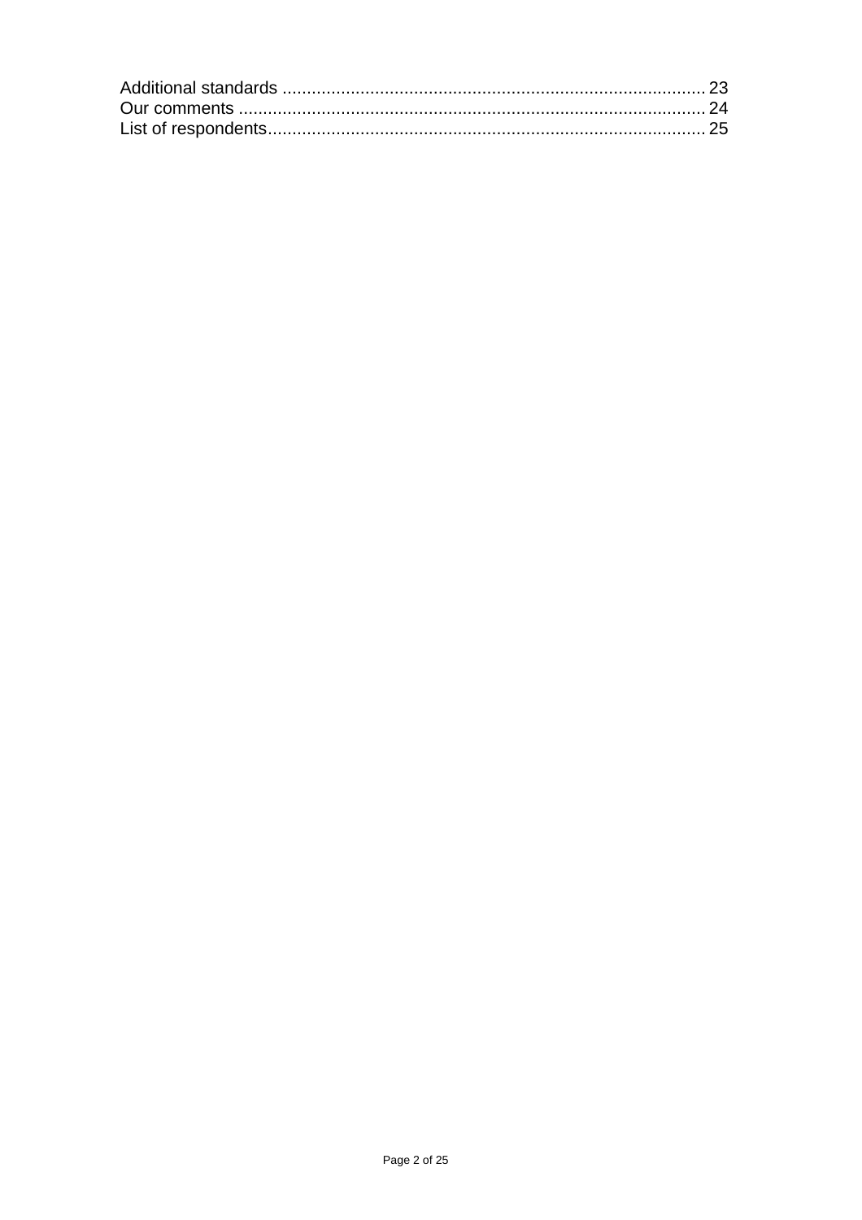Additional standards ........................................................................................ 23
Our comments ................................................................................................. 24
List of respondents.......................................................................................... 25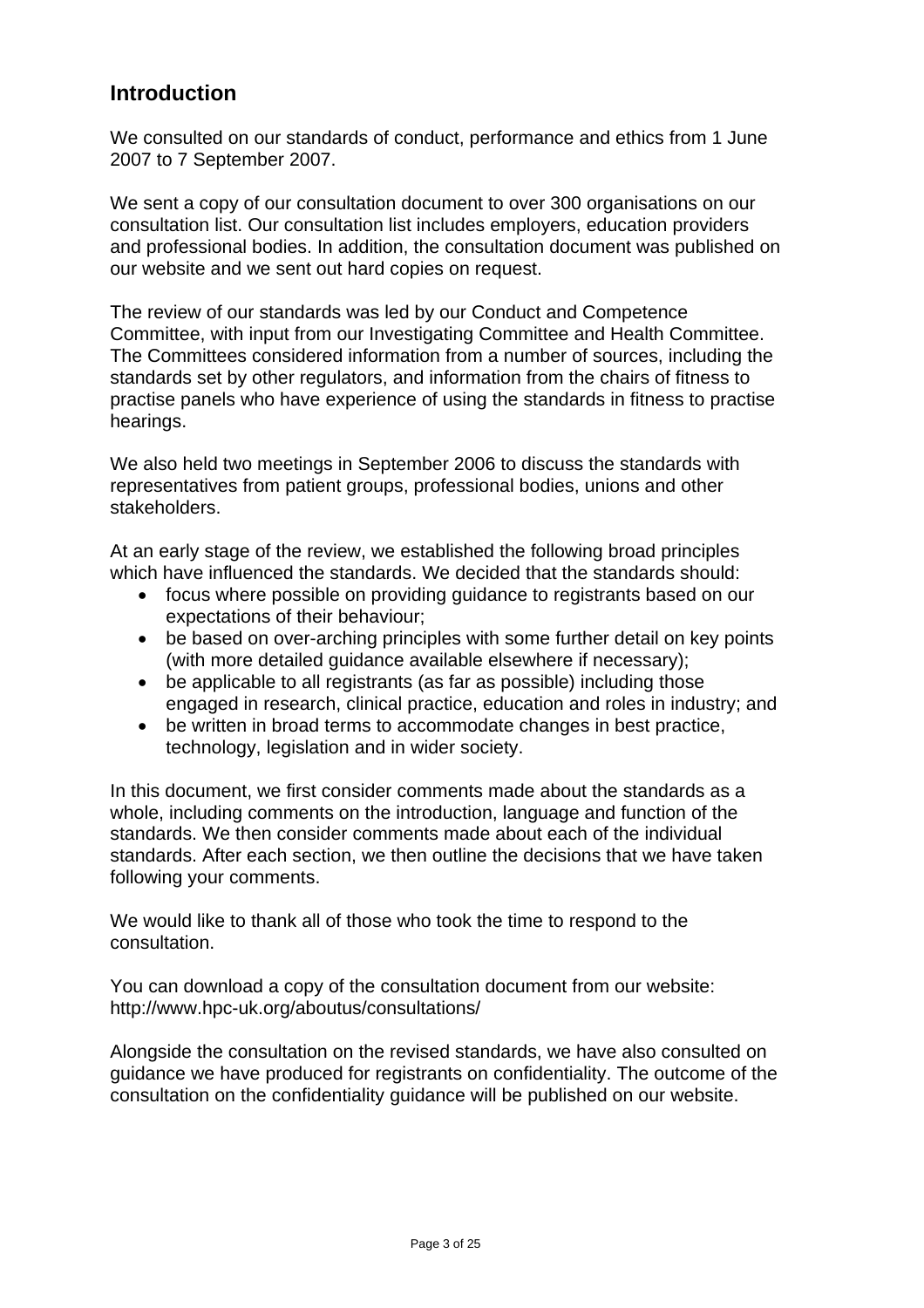## Introduction

We consulted on our standards of conduct, performance and ethics from 1 June 2007 to 7 September 2007.

We sent a copy of our consultation document to over 300 organisations on our consultation list. Our consultation list includes employers, education providers and professional bodies. In addition, the consultation document was published on our website and we sent out hard copies on request.

The review of our standards was led by our Conduct and Competence Committee, with input from our Investigating Committee and Health Committee. The Committees considered information from a number of sources, including the standards set by other regulators, and information from the chairs of fitness to practise panels who have experience of using the standards in fitness to practise hearings.

We also held two meetings in September 2006 to discuss the standards with representatives from patient groups, professional bodies, unions and other stakeholders.

At an early stage of the review, we established the following broad principles which have influenced the standards. We decided that the standards should:

- focus where possible on providing guidance to registrants based on our expectations of their behaviour;
- be based on over-arching principles with some further detail on key points (with more detailed guidance available elsewhere if necessary);
- be applicable to all registrants (as far as possible) including those engaged in research, clinical practice, education and roles in industry; and
- be written in broad terms to accommodate changes in best practice, technology, legislation and in wider society.

In this document, we first consider comments made about the standards as a whole, including comments on the introduction, language and function of the standards. We then consider comments made about each of the individual standards. After each section, we then outline the decisions that we have taken following your comments.

We would like to thank all of those who took the time to respond to the consultation.

You can download a copy of the consultation document from our website: http://www.hpc-uk.org/aboutus/consultations/

Alongside the consultation on the revised standards, we have also consulted on guidance we have produced for registrants on confidentiality. The outcome of the consultation on the confidentiality guidance will be published on our website.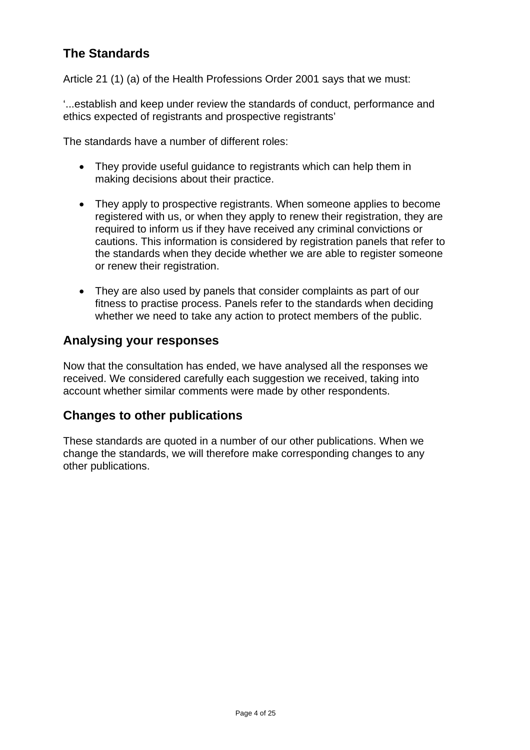## The Standards

Article 21 (1) (a) of the Health Professions Order 2001 says that we must:

'...establish and keep under review the standards of conduct, performance and ethics expected of registrants and prospective registrants'

The standards have a number of different roles:

- They provide useful guidance to registrants which can help them in making decisions about their practice.
- They apply to prospective registrants. When someone applies to become registered with us, or when they apply to renew their registration, they are required to inform us if they have received any criminal convictions or cautions. This information is considered by registration panels that refer to the standards when they decide whether we are able to register someone or renew their registration.
- They are also used by panels that consider complaints as part of our fitness to practise process. Panels refer to the standards when deciding whether we need to take any action to protect members of the public.

## Analysing your responses

Now that the consultation has ended, we have analysed all the responses we received. We considered carefully each suggestion we received, taking into account whether similar comments were made by other respondents.

## Changes to other publications

These standards are quoted in a number of our other publications. When we change the standards, we will therefore make corresponding changes to any other publications.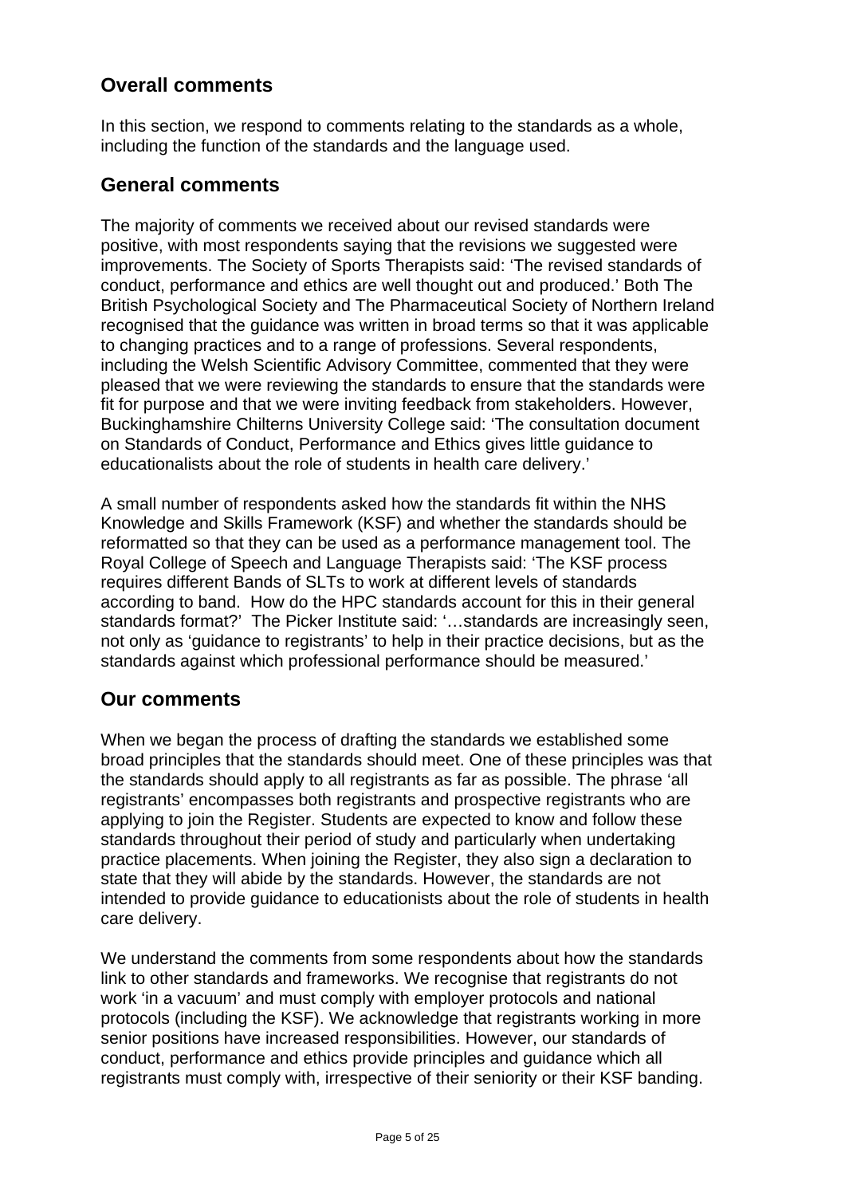## Overall comments

In this section, we respond to comments relating to the standards as a whole, including the function of the standards and the language used.

## General comments

The majority of comments we received about our revised standards were positive, with most respondents saying that the revisions we suggested were improvements. The Society of Sports Therapists said: 'The revised standards of conduct, performance and ethics are well thought out and produced.' Both The British Psychological Society and The Pharmaceutical Society of Northern Ireland recognised that the guidance was written in broad terms so that it was applicable to changing practices and to a range of professions. Several respondents, including the Welsh Scientific Advisory Committee, commented that they were pleased that we were reviewing the standards to ensure that the standards were fit for purpose and that we were inviting feedback from stakeholders. However, Buckinghamshire Chilterns University College said: 'The consultation document on Standards of Conduct, Performance and Ethics gives little guidance to educationalists about the role of students in health care delivery.'

A small number of respondents asked how the standards fit within the NHS Knowledge and Skills Framework (KSF) and whether the standards should be reformatted so that they can be used as a performance management tool. The Royal College of Speech and Language Therapists said: 'The KSF process requires different Bands of SLTs to work at different levels of standards according to band. How do the HPC standards account for this in their general standards format?' The Picker Institute said: '…standards are increasingly seen, not only as 'guidance to registrants' to help in their practice decisions, but as the standards against which professional performance should be measured.'

## Our comments

When we began the process of drafting the standards we established some broad principles that the standards should meet. One of these principles was that the standards should apply to all registrants as far as possible. The phrase 'all registrants' encompasses both registrants and prospective registrants who are applying to join the Register. Students are expected to know and follow these standards throughout their period of study and particularly when undertaking practice placements. When joining the Register, they also sign a declaration to state that they will abide by the standards. However, the standards are not intended to provide guidance to educationists about the role of students in health care delivery.

We understand the comments from some respondents about how the standards link to other standards and frameworks. We recognise that registrants do not work 'in a vacuum' and must comply with employer protocols and national protocols (including the KSF). We acknowledge that registrants working in more senior positions have increased responsibilities. However, our standards of conduct, performance and ethics provide principles and guidance which all registrants must comply with, irrespective of their seniority or their KSF banding.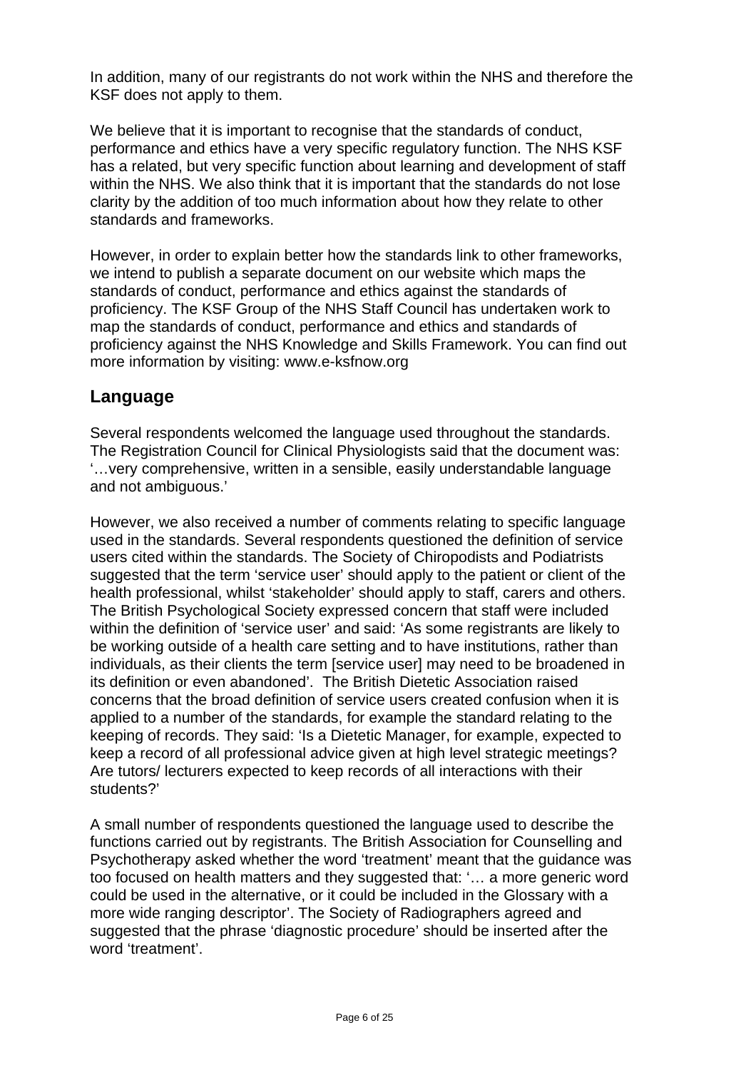In addition, many of our registrants do not work within the NHS and therefore the KSF does not apply to them.

We believe that it is important to recognise that the standards of conduct, performance and ethics have a very specific regulatory function. The NHS KSF has a related, but very specific function about learning and development of staff within the NHS. We also think that it is important that the standards do not lose clarity by the addition of too much information about how they relate to other standards and frameworks.

However, in order to explain better how the standards link to other frameworks, we intend to publish a separate document on our website which maps the standards of conduct, performance and ethics against the standards of proficiency. The KSF Group of the NHS Staff Council has undertaken work to map the standards of conduct, performance and ethics and standards of proficiency against the NHS Knowledge and Skills Framework. You can find out more information by visiting: www.e-ksfnow.org

## Language

Several respondents welcomed the language used throughout the standards. The Registration Council for Clinical Physiologists said that the document was: '…very comprehensive, written in a sensible, easily understandable language and not ambiguous.'

However, we also received a number of comments relating to specific language used in the standards. Several respondents questioned the definition of service users cited within the standards. The Society of Chiropodists and Podiatrists suggested that the term 'service user' should apply to the patient or client of the health professional, whilst 'stakeholder' should apply to staff, carers and others. The British Psychological Society expressed concern that staff were included within the definition of 'service user' and said: 'As some registrants are likely to be working outside of a health care setting and to have institutions, rather than individuals, as their clients the term [service user] may need to be broadened in its definition or even abandoned'. The British Dietetic Association raised concerns that the broad definition of service users created confusion when it is applied to a number of the standards, for example the standard relating to the keeping of records. They said: 'Is a Dietetic Manager, for example, expected to keep a record of all professional advice given at high level strategic meetings? Are tutors/ lecturers expected to keep records of all interactions with their students?'

A small number of respondents questioned the language used to describe the functions carried out by registrants. The British Association for Counselling and Psychotherapy asked whether the word 'treatment' meant that the guidance was too focused on health matters and they suggested that: '… a more generic word could be used in the alternative, or it could be included in the Glossary with a more wide ranging descriptor'. The Society of Radiographers agreed and suggested that the phrase 'diagnostic procedure' should be inserted after the word 'treatment'.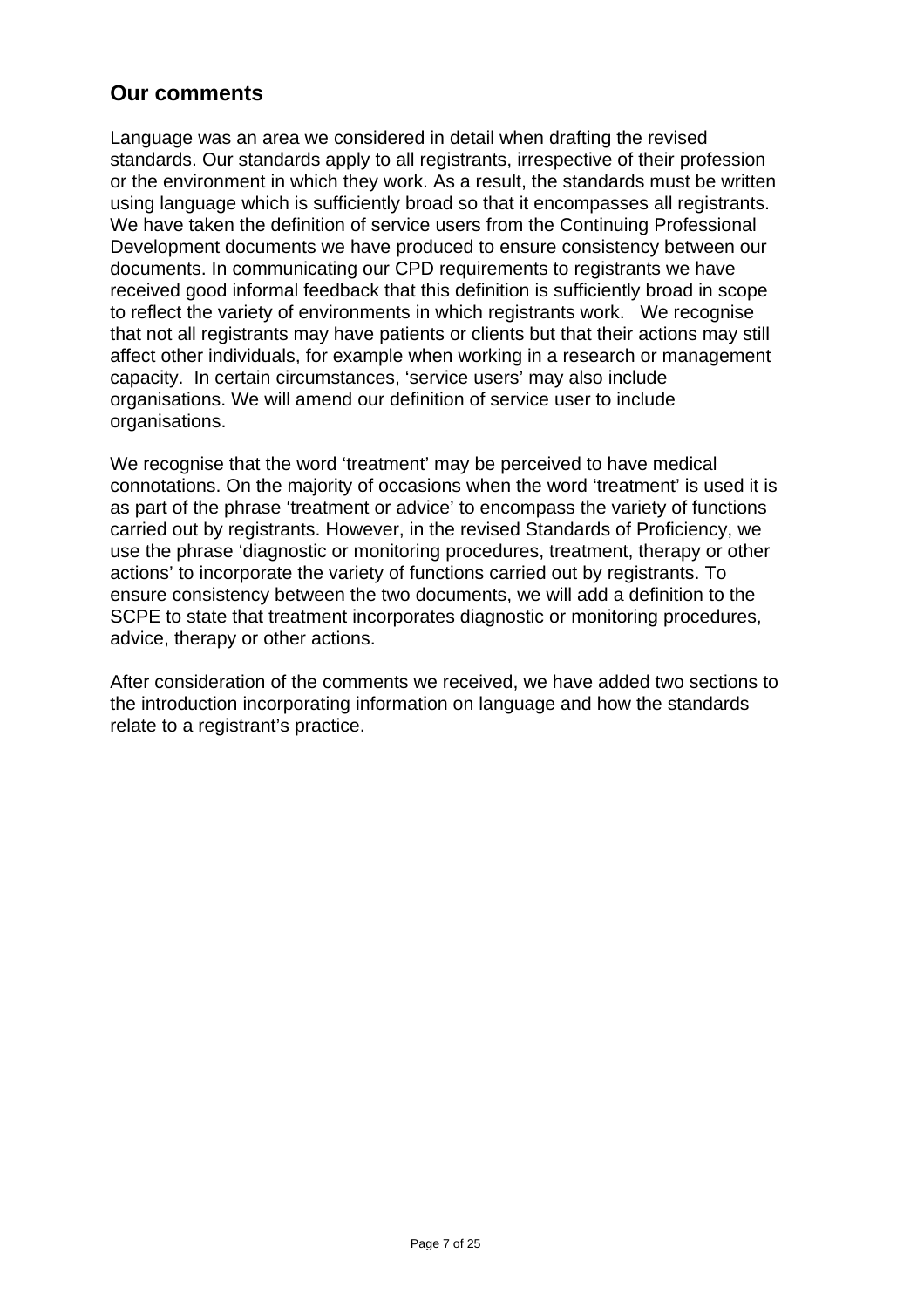## Our comments

Language was an area we considered in detail when drafting the revised standards. Our standards apply to all registrants, irrespective of their profession or the environment in which they work. As a result, the standards must be written using language which is sufficiently broad so that it encompasses all registrants. We have taken the definition of service users from the Continuing Professional Development documents we have produced to ensure consistency between our documents. In communicating our CPD requirements to registrants we have received good informal feedback that this definition is sufficiently broad in scope to reflect the variety of environments in which registrants work. We recognise that not all registrants may have patients or clients but that their actions may still affect other individuals, for example when working in a research or management capacity. In certain circumstances, 'service users' may also include organisations. We will amend our definition of service user to include organisations.

We recognise that the word 'treatment' may be perceived to have medical connotations. On the majority of occasions when the word 'treatment' is used it is as part of the phrase 'treatment or advice' to encompass the variety of functions carried out by registrants. However, in the revised Standards of Proficiency, we use the phrase 'diagnostic or monitoring procedures, treatment, therapy or other actions' to incorporate the variety of functions carried out by registrants. To ensure consistency between the two documents, we will add a definition to the SCPE to state that treatment incorporates diagnostic or monitoring procedures, advice, therapy or other actions.

After consideration of the comments we received, we have added two sections to the introduction incorporating information on language and how the standards relate to a registrant's practice.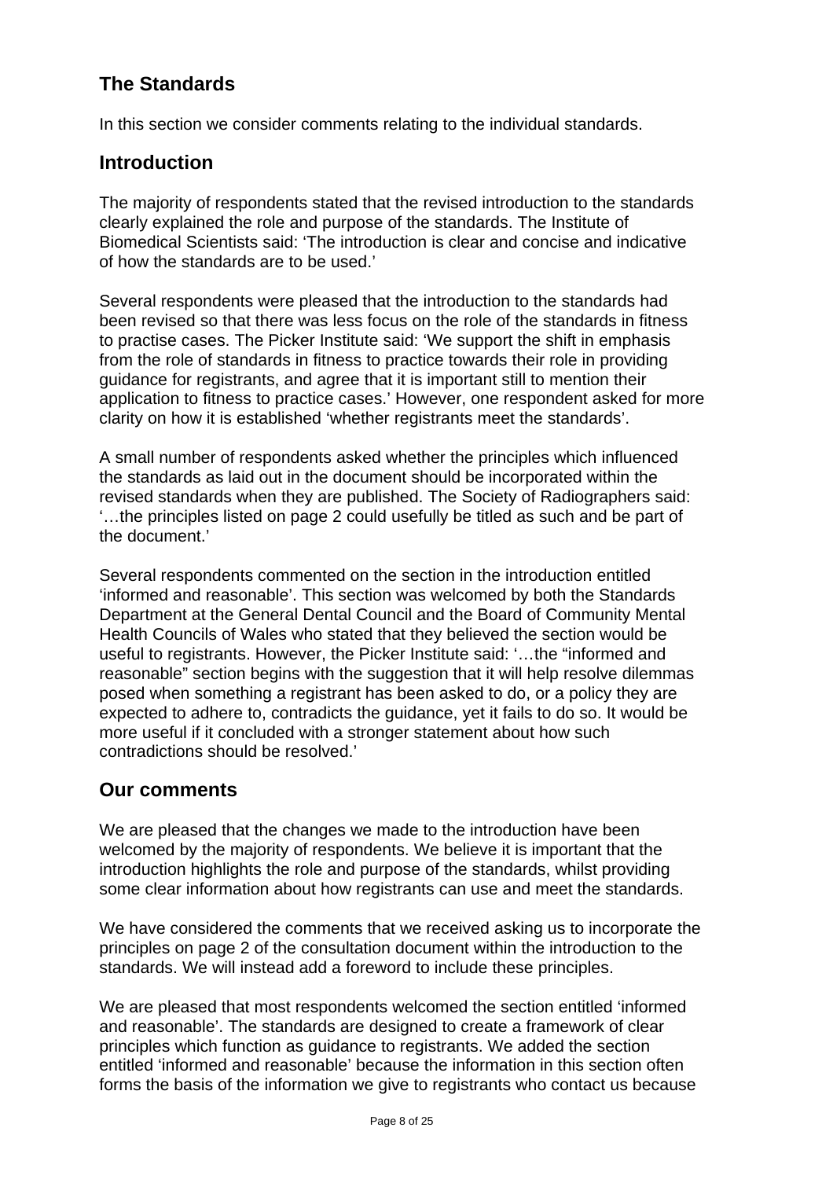## The Standards

In this section we consider comments relating to the individual standards.

### Introduction

The majority of respondents stated that the revised introduction to the standards clearly explained the role and purpose of the standards. The Institute of Biomedical Scientists said: 'The introduction is clear and concise and indicative of how the standards are to be used.'

Several respondents were pleased that the introduction to the standards had been revised so that there was less focus on the role of the standards in fitness to practise cases. The Picker Institute said: 'We support the shift in emphasis from the role of standards in fitness to practice towards their role in providing guidance for registrants, and agree that it is important still to mention their application to fitness to practice cases.' However, one respondent asked for more clarity on how it is established 'whether registrants meet the standards'.

A small number of respondents asked whether the principles which influenced the standards as laid out in the document should be incorporated within the revised standards when they are published. The Society of Radiographers said: '…the principles listed on page 2 could usefully be titled as such and be part of the document.'

Several respondents commented on the section in the introduction entitled 'informed and reasonable'. This section was welcomed by both the Standards Department at the General Dental Council and the Board of Community Mental Health Councils of Wales who stated that they believed the section would be useful to registrants. However, the Picker Institute said: '…the "informed and reasonable" section begins with the suggestion that it will help resolve dilemmas posed when something a registrant has been asked to do, or a policy they are expected to adhere to, contradicts the guidance, yet it fails to do so. It would be more useful if it concluded with a stronger statement about how such contradictions should be resolved.'

### Our comments

We are pleased that the changes we made to the introduction have been welcomed by the majority of respondents. We believe it is important that the introduction highlights the role and purpose of the standards, whilst providing some clear information about how registrants can use and meet the standards.

We have considered the comments that we received asking us to incorporate the principles on page 2 of the consultation document within the introduction to the standards. We will instead add a foreword to include these principles.

We are pleased that most respondents welcomed the section entitled 'informed and reasonable'. The standards are designed to create a framework of clear principles which function as guidance to registrants. We added the section entitled 'informed and reasonable' because the information in this section often forms the basis of the information we give to registrants who contact us because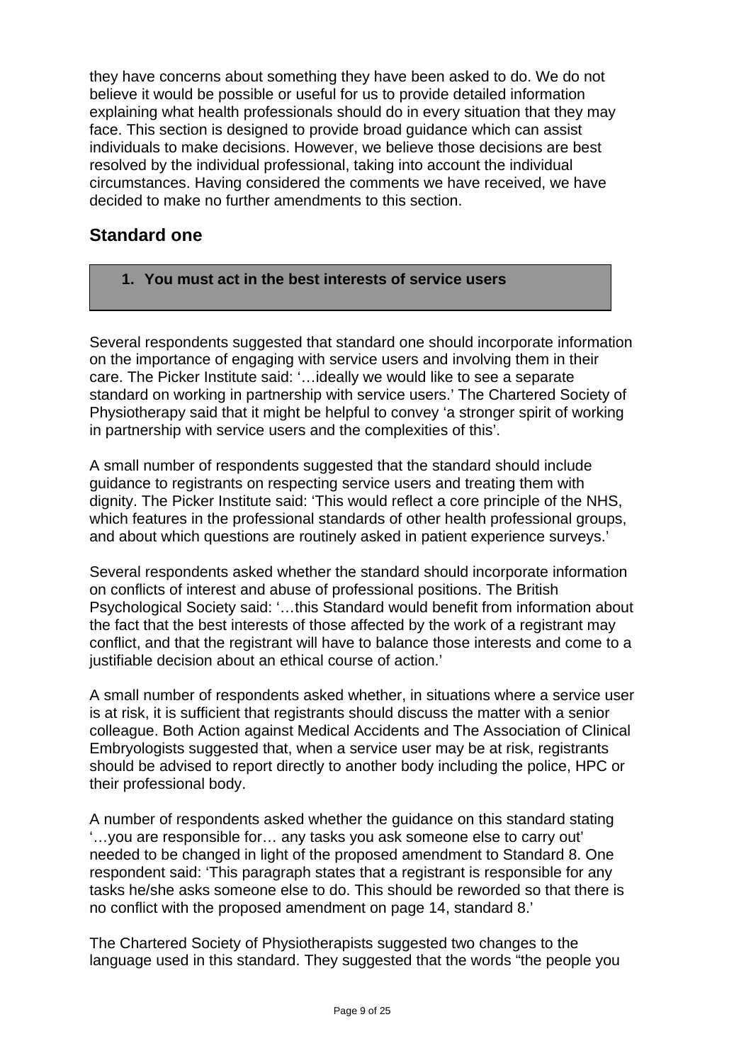they have concerns about something they have been asked to do. We do not believe it would be possible or useful for us to provide detailed information explaining what health professionals should do in every situation that they may face. This section is designed to provide broad guidance which can assist individuals to make decisions. However, we believe those decisions are best resolved by the individual professional, taking into account the individual circumstances. Having considered the comments we have received, we have decided to make no further amendments to this section.

## Standard one

**1. You must act in the best interests of service users**

Several respondents suggested that standard one should incorporate information on the importance of engaging with service users and involving them in their care. The Picker Institute said: '…ideally we would like to see a separate standard on working in partnership with service users.' The Chartered Society of Physiotherapy said that it might be helpful to convey 'a stronger spirit of working in partnership with service users and the complexities of this'.

A small number of respondents suggested that the standard should include guidance to registrants on respecting service users and treating them with dignity. The Picker Institute said: 'This would reflect a core principle of the NHS, which features in the professional standards of other health professional groups, and about which questions are routinely asked in patient experience surveys.'

Several respondents asked whether the standard should incorporate information on conflicts of interest and abuse of professional positions. The British Psychological Society said: '…this Standard would benefit from information about the fact that the best interests of those affected by the work of a registrant may conflict, and that the registrant will have to balance those interests and come to a justifiable decision about an ethical course of action.'

A small number of respondents asked whether, in situations where a service user is at risk, it is sufficient that registrants should discuss the matter with a senior colleague. Both Action against Medical Accidents and The Association of Clinical Embryologists suggested that, when a service user may be at risk, registrants should be advised to report directly to another body including the police, HPC or their professional body.

A number of respondents asked whether the guidance on this standard stating '…you are responsible for… any tasks you ask someone else to carry out' needed to be changed in light of the proposed amendment to Standard 8. One respondent said: 'This paragraph states that a registrant is responsible for any tasks he/she asks someone else to do. This should be reworded so that there is no conflict with the proposed amendment on page 14, standard 8.'

The Chartered Society of Physiotherapists suggested two changes to the language used in this standard. They suggested that the words "the people you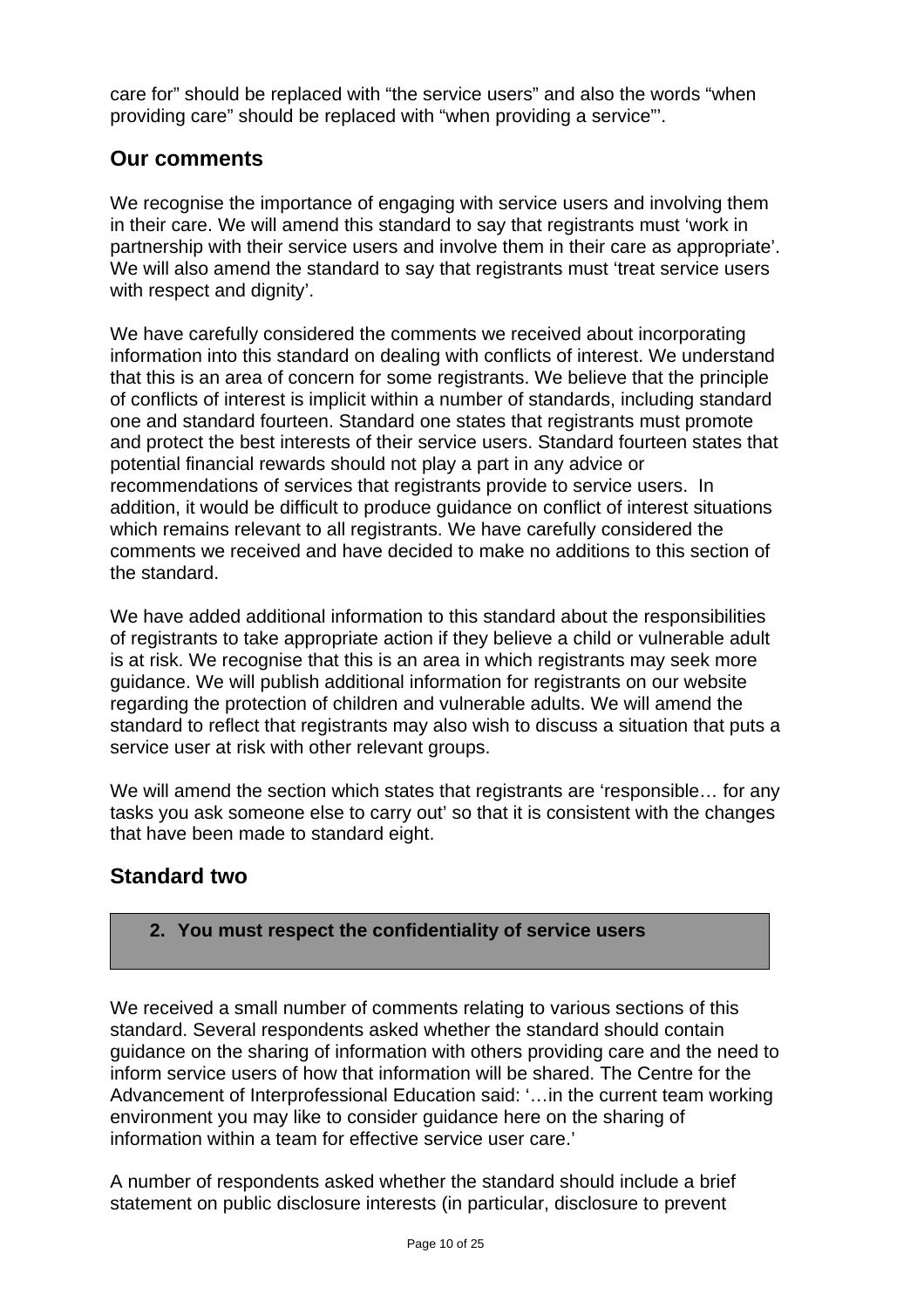care for" should be replaced with "the service users" and also the words "when providing care" should be replaced with "when providing a service"'.

## Our comments

We recognise the importance of engaging with service users and involving them in their care. We will amend this standard to say that registrants must 'work in partnership with their service users and involve them in their care as appropriate'. We will also amend the standard to say that registrants must 'treat service users with respect and dignity'.

We have carefully considered the comments we received about incorporating information into this standard on dealing with conflicts of interest. We understand that this is an area of concern for some registrants. We believe that the principle of conflicts of interest is implicit within a number of standards, including standard one and standard fourteen. Standard one states that registrants must promote and protect the best interests of their service users. Standard fourteen states that potential financial rewards should not play a part in any advice or recommendations of services that registrants provide to service users. In addition, it would be difficult to produce guidance on conflict of interest situations which remains relevant to all registrants. We have carefully considered the comments we received and have decided to make no additions to this section of the standard.

We have added additional information to this standard about the responsibilities of registrants to take appropriate action if they believe a child or vulnerable adult is at risk. We recognise that this is an area in which registrants may seek more guidance. We will publish additional information for registrants on our website regarding the protection of children and vulnerable adults. We will amend the standard to reflect that registrants may also wish to discuss a situation that puts a service user at risk with other relevant groups.

We will amend the section which states that registrants are 'responsible… for any tasks you ask someone else to carry out' so that it is consistent with the changes that have been made to standard eight.

## Standard two

**2. You must respect the confidentiality of service users**

We received a small number of comments relating to various sections of this standard. Several respondents asked whether the standard should contain guidance on the sharing of information with others providing care and the need to inform service users of how that information will be shared. The Centre for the Advancement of Interprofessional Education said: '…in the current team working environment you may like to consider guidance here on the sharing of information within a team for effective service user care.'

A number of respondents asked whether the standard should include a brief statement on public disclosure interests (in particular, disclosure to prevent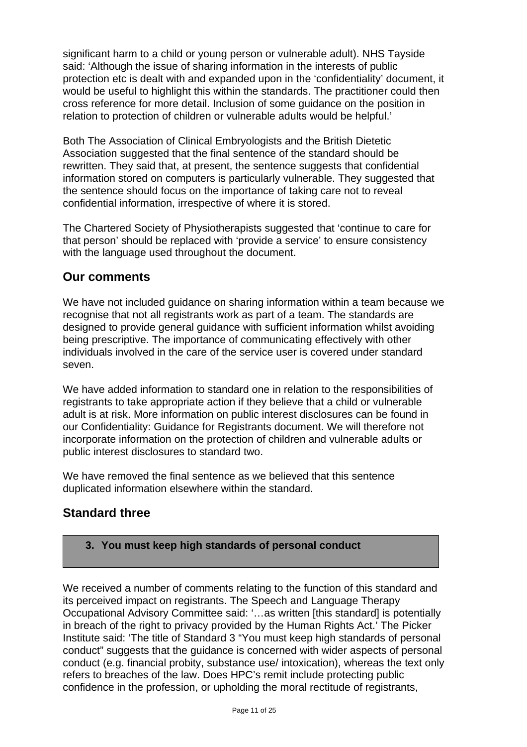significant harm to a child or young person or vulnerable adult). NHS Tayside said: 'Although the issue of sharing information in the interests of public protection etc is dealt with and expanded upon in the 'confidentiality' document, it would be useful to highlight this within the standards. The practitioner could then cross reference for more detail. Inclusion of some guidance on the position in relation to protection of children or vulnerable adults would be helpful.'

Both The Association of Clinical Embryologists and the British Dietetic Association suggested that the final sentence of the standard should be rewritten. They said that, at present, the sentence suggests that confidential information stored on computers is particularly vulnerable. They suggested that the sentence should focus on the importance of taking care not to reveal confidential information, irrespective of where it is stored.

The Chartered Society of Physiotherapists suggested that 'continue to care for that person' should be replaced with 'provide a service' to ensure consistency with the language used throughout the document.

## Our comments

We have not included guidance on sharing information within a team because we recognise that not all registrants work as part of a team. The standards are designed to provide general guidance with sufficient information whilst avoiding being prescriptive. The importance of communicating effectively with other individuals involved in the care of the service user is covered under standard seven.

We have added information to standard one in relation to the responsibilities of registrants to take appropriate action if they believe that a child or vulnerable adult is at risk. More information on public interest disclosures can be found in our Confidentiality: Guidance for Registrants document. We will therefore not incorporate information on the protection of children and vulnerable adults or public interest disclosures to standard two.

We have removed the final sentence as we believed that this sentence duplicated information elsewhere within the standard.

## Standard three

**3. You must keep high standards of personal conduct**

We received a number of comments relating to the function of this standard and its perceived impact on registrants. The Speech and Language Therapy Occupational Advisory Committee said: '…as written [this standard] is potentially in breach of the right to privacy provided by the Human Rights Act.' The Picker Institute said: 'The title of Standard 3 "You must keep high standards of personal conduct" suggests that the guidance is concerned with wider aspects of personal conduct (e.g. financial probity, substance use/ intoxication), whereas the text only refers to breaches of the law. Does HPC's remit include protecting public confidence in the profession, or upholding the moral rectitude of registrants,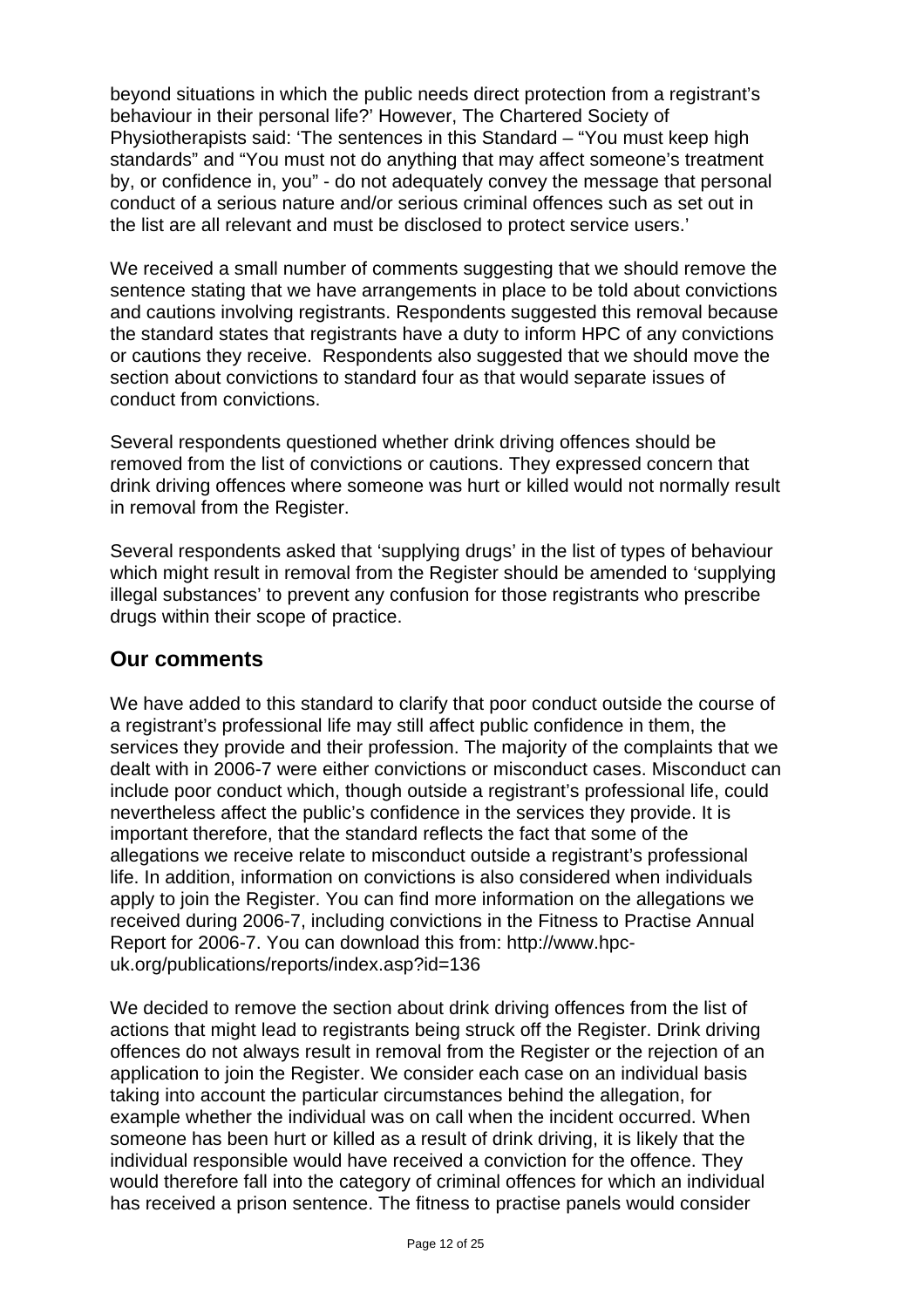beyond situations in which the public needs direct protection from a registrant's behaviour in their personal life?' However, The Chartered Society of Physiotherapists said: 'The sentences in this Standard – "You must keep high standards" and "You must not do anything that may affect someone's treatment by, or confidence in, you" - do not adequately convey the message that personal conduct of a serious nature and/or serious criminal offences such as set out in the list are all relevant and must be disclosed to protect service users.'

We received a small number of comments suggesting that we should remove the sentence stating that we have arrangements in place to be told about convictions and cautions involving registrants. Respondents suggested this removal because the standard states that registrants have a duty to inform HPC of any convictions or cautions they receive. Respondents also suggested that we should move the section about convictions to standard four as that would separate issues of conduct from convictions.

Several respondents questioned whether drink driving offences should be removed from the list of convictions or cautions. They expressed concern that drink driving offences where someone was hurt or killed would not normally result in removal from the Register.

Several respondents asked that 'supplying drugs' in the list of types of behaviour which might result in removal from the Register should be amended to 'supplying illegal substances' to prevent any confusion for those registrants who prescribe drugs within their scope of practice.

## Our comments

We have added to this standard to clarify that poor conduct outside the course of a registrant's professional life may still affect public confidence in them, the services they provide and their profession. The majority of the complaints that we dealt with in 2006-7 were either convictions or misconduct cases. Misconduct can include poor conduct which, though outside a registrant's professional life, could nevertheless affect the public's confidence in the services they provide. It is important therefore, that the standard reflects the fact that some of the allegations we receive relate to misconduct outside a registrant's professional life. In addition, information on convictions is also considered when individuals apply to join the Register. You can find more information on the allegations we received during 2006-7, including convictions in the Fitness to Practise Annual Report for 2006-7. You can download this from: http://www.hpc-uk.org/publications/reports/index.asp?id=136

We decided to remove the section about drink driving offences from the list of actions that might lead to registrants being struck off the Register. Drink driving offences do not always result in removal from the Register or the rejection of an application to join the Register. We consider each case on an individual basis taking into account the particular circumstances behind the allegation, for example whether the individual was on call when the incident occurred. When someone has been hurt or killed as a result of drink driving, it is likely that the individual responsible would have received a conviction for the offence. They would therefore fall into the category of criminal offences for which an individual has received a prison sentence. The fitness to practise panels would consider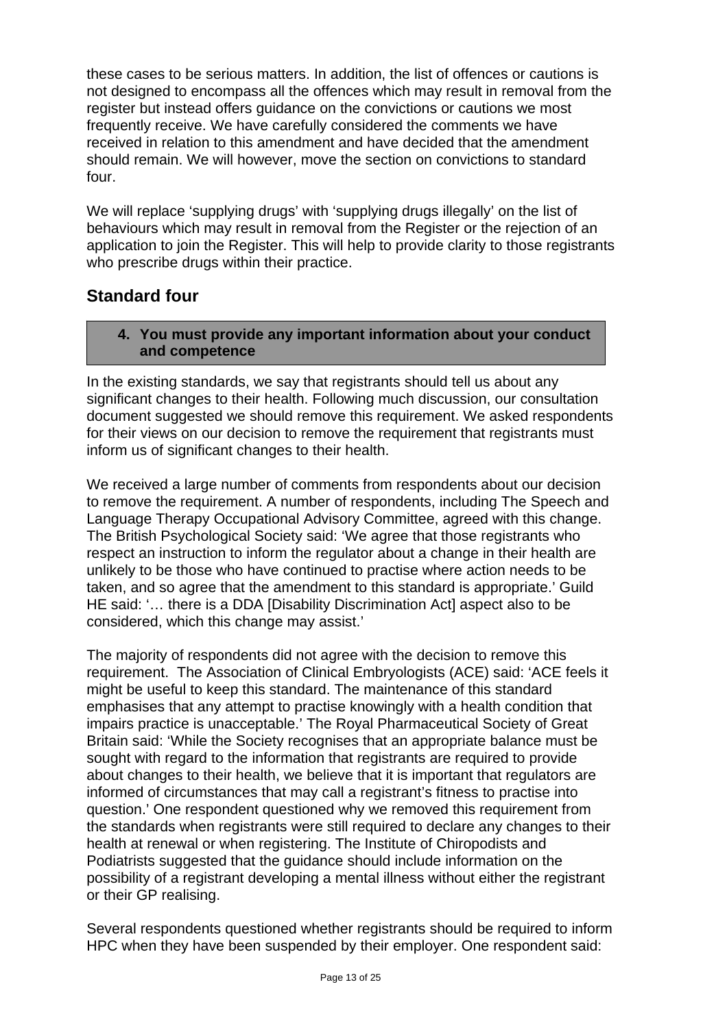these cases to be serious matters. In addition, the list of offences or cautions is not designed to encompass all the offences which may result in removal from the register but instead offers guidance on the convictions or cautions we most frequently receive. We have carefully considered the comments we have received in relation to this amendment and have decided that the amendment should remain. We will however, move the section on convictions to standard four.

We will replace 'supplying drugs' with 'supplying drugs illegally' on the list of behaviours which may result in removal from the Register or the rejection of an application to join the Register. This will help to provide clarity to those registrants who prescribe drugs within their practice.

## Standard four

**4. You must provide any important information about your conduct and competence**

In the existing standards, we say that registrants should tell us about any significant changes to their health. Following much discussion, our consultation document suggested we should remove this requirement. We asked respondents for their views on our decision to remove the requirement that registrants must inform us of significant changes to their health.

We received a large number of comments from respondents about our decision to remove the requirement. A number of respondents, including The Speech and Language Therapy Occupational Advisory Committee, agreed with this change. The British Psychological Society said: 'We agree that those registrants who respect an instruction to inform the regulator about a change in their health are unlikely to be those who have continued to practise where action needs to be taken, and so agree that the amendment to this standard is appropriate.' Guild HE said: '… there is a DDA [Disability Discrimination Act] aspect also to be considered, which this change may assist.'

The majority of respondents did not agree with the decision to remove this requirement. The Association of Clinical Embryologists (ACE) said: 'ACE feels it might be useful to keep this standard. The maintenance of this standard emphasises that any attempt to practise knowingly with a health condition that impairs practice is unacceptable.' The Royal Pharmaceutical Society of Great Britain said: 'While the Society recognises that an appropriate balance must be sought with regard to the information that registrants are required to provide about changes to their health, we believe that it is important that regulators are informed of circumstances that may call a registrant's fitness to practise into question.' One respondent questioned why we removed this requirement from the standards when registrants were still required to declare any changes to their health at renewal or when registering. The Institute of Chiropodists and Podiatrists suggested that the guidance should include information on the possibility of a registrant developing a mental illness without either the registrant or their GP realising.

Several respondents questioned whether registrants should be required to inform HPC when they have been suspended by their employer. One respondent said: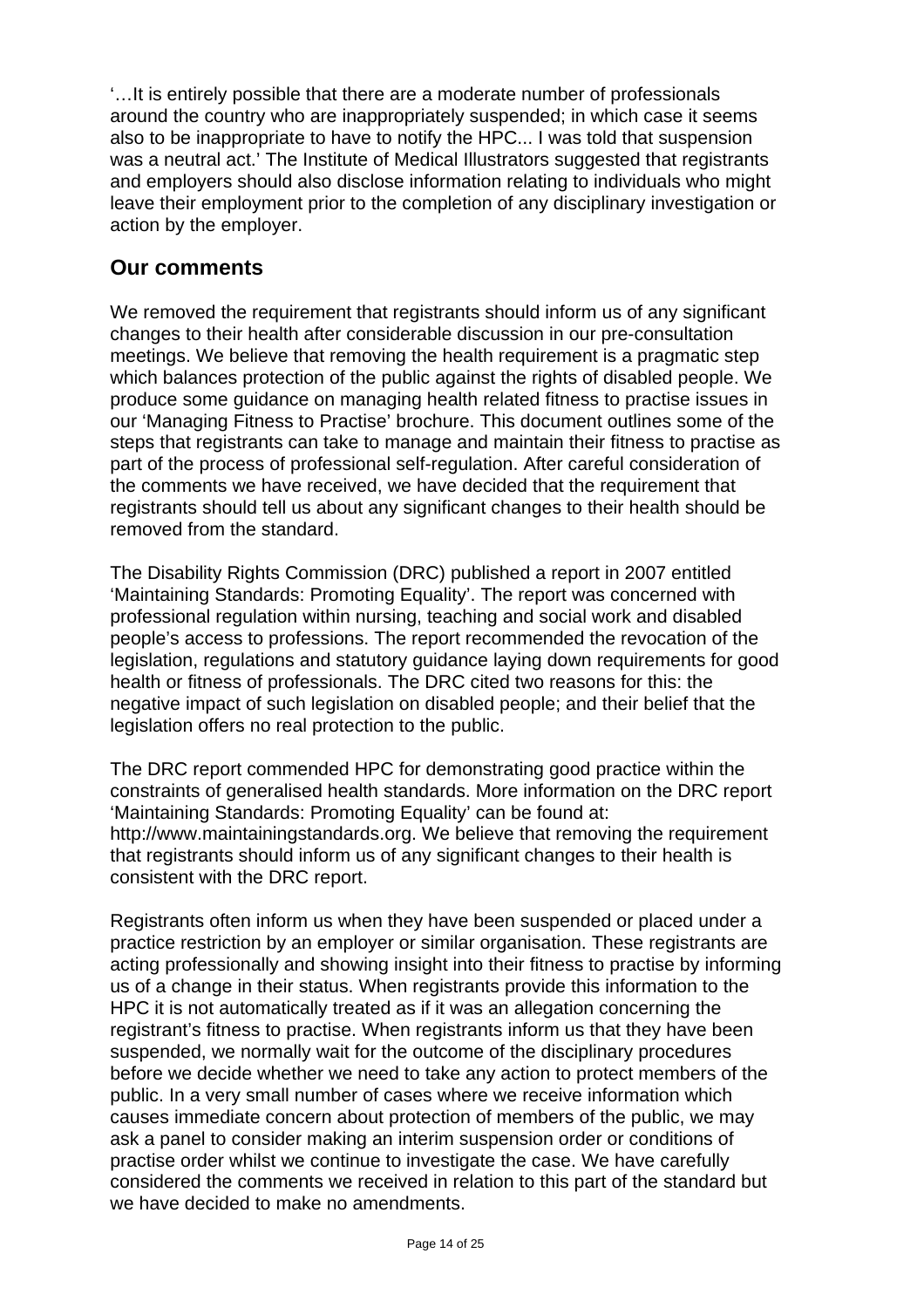'…It is entirely possible that there are a moderate number of professionals around the country who are inappropriately suspended; in which case it seems also to be inappropriate to have to notify the HPC... I was told that suspension was a neutral act.' The Institute of Medical Illustrators suggested that registrants and employers should also disclose information relating to individuals who might leave their employment prior to the completion of any disciplinary investigation or action by the employer.

## Our comments

We removed the requirement that registrants should inform us of any significant changes to their health after considerable discussion in our pre-consultation meetings. We believe that removing the health requirement is a pragmatic step which balances protection of the public against the rights of disabled people. We produce some guidance on managing health related fitness to practise issues in our 'Managing Fitness to Practise' brochure. This document outlines some of the steps that registrants can take to manage and maintain their fitness to practise as part of the process of professional self-regulation. After careful consideration of the comments we have received, we have decided that the requirement that registrants should tell us about any significant changes to their health should be removed from the standard.

The Disability Rights Commission (DRC) published a report in 2007 entitled 'Maintaining Standards: Promoting Equality'. The report was concerned with professional regulation within nursing, teaching and social work and disabled people's access to professions. The report recommended the revocation of the legislation, regulations and statutory guidance laying down requirements for good health or fitness of professionals. The DRC cited two reasons for this: the negative impact of such legislation on disabled people; and their belief that the legislation offers no real protection to the public.

The DRC report commended HPC for demonstrating good practice within the constraints of generalised health standards. More information on the DRC report 'Maintaining Standards: Promoting Equality' can be found at: http://www.maintainingstandards.org. We believe that removing the requirement that registrants should inform us of any significant changes to their health is consistent with the DRC report.

Registrants often inform us when they have been suspended or placed under a practice restriction by an employer or similar organisation. These registrants are acting professionally and showing insight into their fitness to practise by informing us of a change in their status. When registrants provide this information to the HPC it is not automatically treated as if it was an allegation concerning the registrant's fitness to practise. When registrants inform us that they have been suspended, we normally wait for the outcome of the disciplinary procedures before we decide whether we need to take any action to protect members of the public. In a very small number of cases where we receive information which causes immediate concern about protection of members of the public, we may ask a panel to consider making an interim suspension order or conditions of practise order whilst we continue to investigate the case. We have carefully considered the comments we received in relation to this part of the standard but we have decided to make no amendments.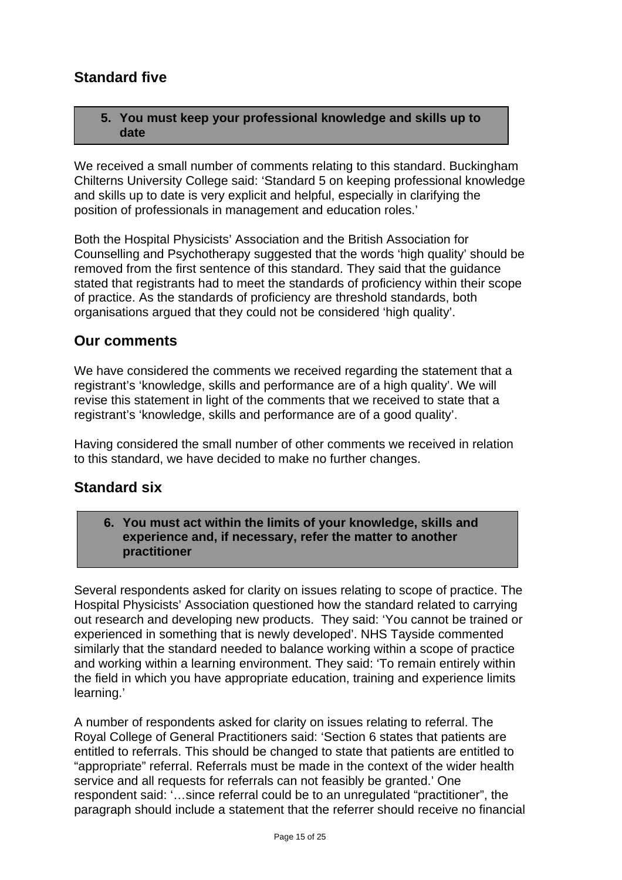## Standard five

**5. You must keep your professional knowledge and skills up to date**

We received a small number of comments relating to this standard. Buckingham Chilterns University College said: 'Standard 5 on keeping professional knowledge and skills up to date is very explicit and helpful, especially in clarifying the position of professionals in management and education roles.'

Both the Hospital Physicists' Association and the British Association for Counselling and Psychotherapy suggested that the words 'high quality' should be removed from the first sentence of this standard. They said that the guidance stated that registrants had to meet the standards of proficiency within their scope of practice. As the standards of proficiency are threshold standards, both organisations argued that they could not be considered 'high quality'.

## Our comments

We have considered the comments we received regarding the statement that a registrant's 'knowledge, skills and performance are of a high quality'. We will revise this statement in light of the comments that we received to state that a registrant's 'knowledge, skills and performance are of a good quality'.

Having considered the small number of other comments we received in relation to this standard, we have decided to make no further changes.

## Standard six

**6. You must act within the limits of your knowledge, skills and experience and, if necessary, refer the matter to another practitioner**

Several respondents asked for clarity on issues relating to scope of practice. The Hospital Physicists' Association questioned how the standard related to carrying out research and developing new products. They said: 'You cannot be trained or experienced in something that is newly developed'. NHS Tayside commented similarly that the standard needed to balance working within a scope of practice and working within a learning environment. They said: 'To remain entirely within the field in which you have appropriate education, training and experience limits learning.'

A number of respondents asked for clarity on issues relating to referral. The Royal College of General Practitioners said: 'Section 6 states that patients are entitled to referrals. This should be changed to state that patients are entitled to "appropriate" referral. Referrals must be made in the context of the wider health service and all requests for referrals can not feasibly be granted.' One respondent said: '…since referral could be to an unregulated "practitioner", the paragraph should include a statement that the referrer should receive no financial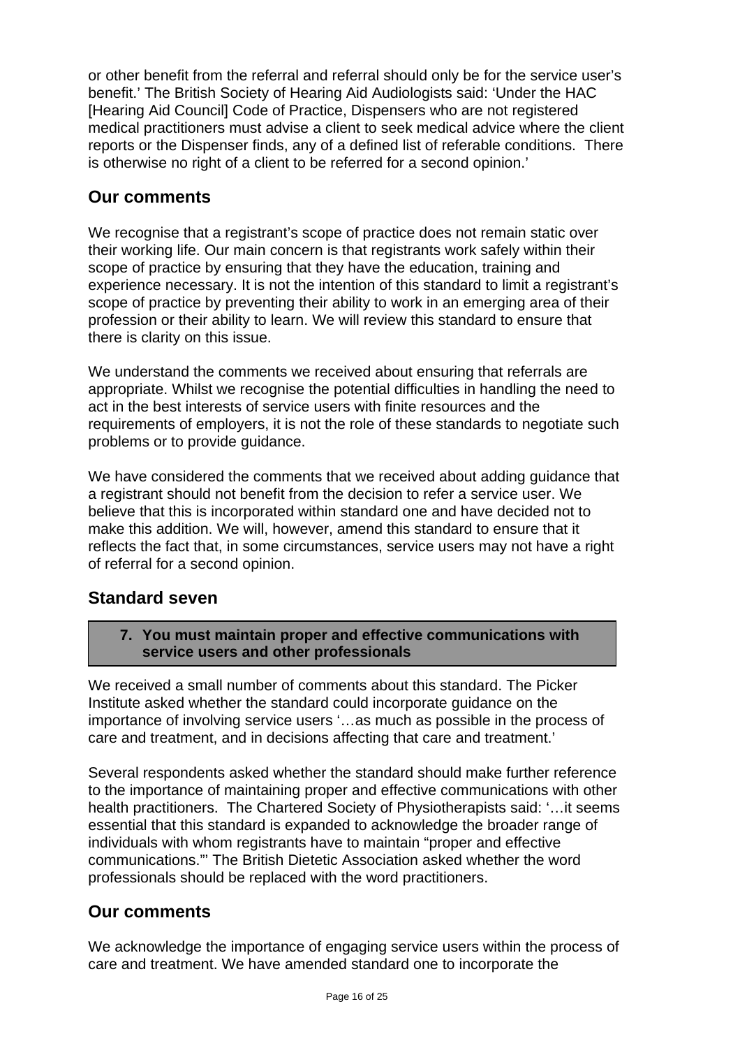or other benefit from the referral and referral should only be for the service user's benefit.' The British Society of Hearing Aid Audiologists said: 'Under the HAC [Hearing Aid Council] Code of Practice, Dispensers who are not registered medical practitioners must advise a client to seek medical advice where the client reports or the Dispenser finds, any of a defined list of referable conditions. There is otherwise no right of a client to be referred for a second opinion.'

## Our comments

We recognise that a registrant's scope of practice does not remain static over their working life. Our main concern is that registrants work safely within their scope of practice by ensuring that they have the education, training and experience necessary. It is not the intention of this standard to limit a registrant's scope of practice by preventing their ability to work in an emerging area of their profession or their ability to learn. We will review this standard to ensure that there is clarity on this issue.

We understand the comments we received about ensuring that referrals are appropriate. Whilst we recognise the potential difficulties in handling the need to act in the best interests of service users with finite resources and the requirements of employers, it is not the role of these standards to negotiate such problems or to provide guidance.

We have considered the comments that we received about adding guidance that a registrant should not benefit from the decision to refer a service user. We believe that this is incorporated within standard one and have decided not to make this addition. We will, however, amend this standard to ensure that it reflects the fact that, in some circumstances, service users may not have a right of referral for a second opinion.

## Standard seven

> **7. You must maintain proper and effective communications with service users and other professionals**

We received a small number of comments about this standard. The Picker Institute asked whether the standard could incorporate guidance on the importance of involving service users '…as much as possible in the process of care and treatment, and in decisions affecting that care and treatment.'

Several respondents asked whether the standard should make further reference to the importance of maintaining proper and effective communications with other health practitioners. The Chartered Society of Physiotherapists said: '…it seems essential that this standard is expanded to acknowledge the broader range of individuals with whom registrants have to maintain "proper and effective communications."' The British Dietetic Association asked whether the word professionals should be replaced with the word practitioners.

## Our comments

We acknowledge the importance of engaging service users within the process of care and treatment. We have amended standard one to incorporate the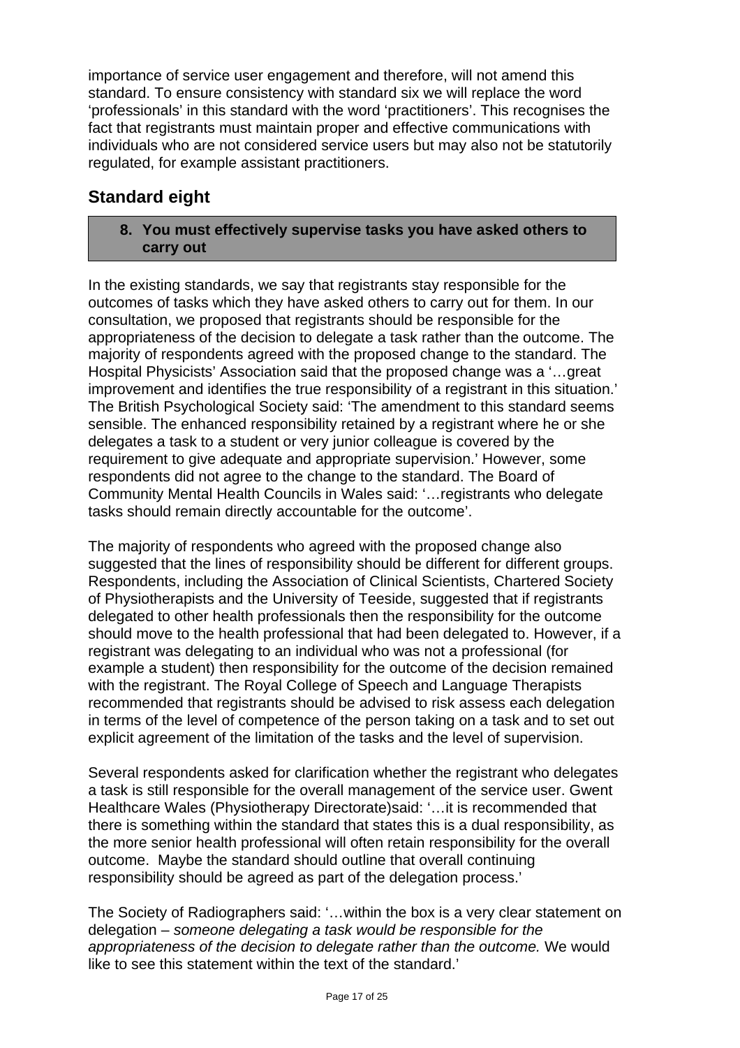importance of service user engagement and therefore, will not amend this standard. To ensure consistency with standard six we will replace the word 'professionals' in this standard with the word 'practitioners'. This recognises the fact that registrants must maintain proper and effective communications with individuals who are not considered service users but may also not be statutorily regulated, for example assistant practitioners.

## Standard eight

> **8. You must effectively supervise tasks you have asked others to carry out**

In the existing standards, we say that registrants stay responsible for the outcomes of tasks which they have asked others to carry out for them. In our consultation, we proposed that registrants should be responsible for the appropriateness of the decision to delegate a task rather than the outcome. The majority of respondents agreed with the proposed change to the standard. The Hospital Physicists' Association said that the proposed change was a '…great improvement and identifies the true responsibility of a registrant in this situation.' The British Psychological Society said: 'The amendment to this standard seems sensible. The enhanced responsibility retained by a registrant where he or she delegates a task to a student or very junior colleague is covered by the requirement to give adequate and appropriate supervision.' However, some respondents did not agree to the change to the standard. The Board of Community Mental Health Councils in Wales said: '…registrants who delegate tasks should remain directly accountable for the outcome'.

The majority of respondents who agreed with the proposed change also suggested that the lines of responsibility should be different for different groups. Respondents, including the Association of Clinical Scientists, Chartered Society of Physiotherapists and the University of Teeside, suggested that if registrants delegated to other health professionals then the responsibility for the outcome should move to the health professional that had been delegated to. However, if a registrant was delegating to an individual who was not a professional (for example a student) then responsibility for the outcome of the decision remained with the registrant. The Royal College of Speech and Language Therapists recommended that registrants should be advised to risk assess each delegation in terms of the level of competence of the person taking on a task and to set out explicit agreement of the limitation of the tasks and the level of supervision.

Several respondents asked for clarification whether the registrant who delegates a task is still responsible for the overall management of the service user. Gwent Healthcare Wales (Physiotherapy Directorate)said: '…it is recommended that there is something within the standard that states this is a dual responsibility, as the more senior health professional will often retain responsibility for the overall outcome. Maybe the standard should outline that overall continuing responsibility should be agreed as part of the delegation process.'

The Society of Radiographers said: '…within the box is a very clear statement on delegation – *someone delegating a task would be responsible for the appropriateness of the decision to delegate rather than the outcome.* We would like to see this statement within the text of the standard.'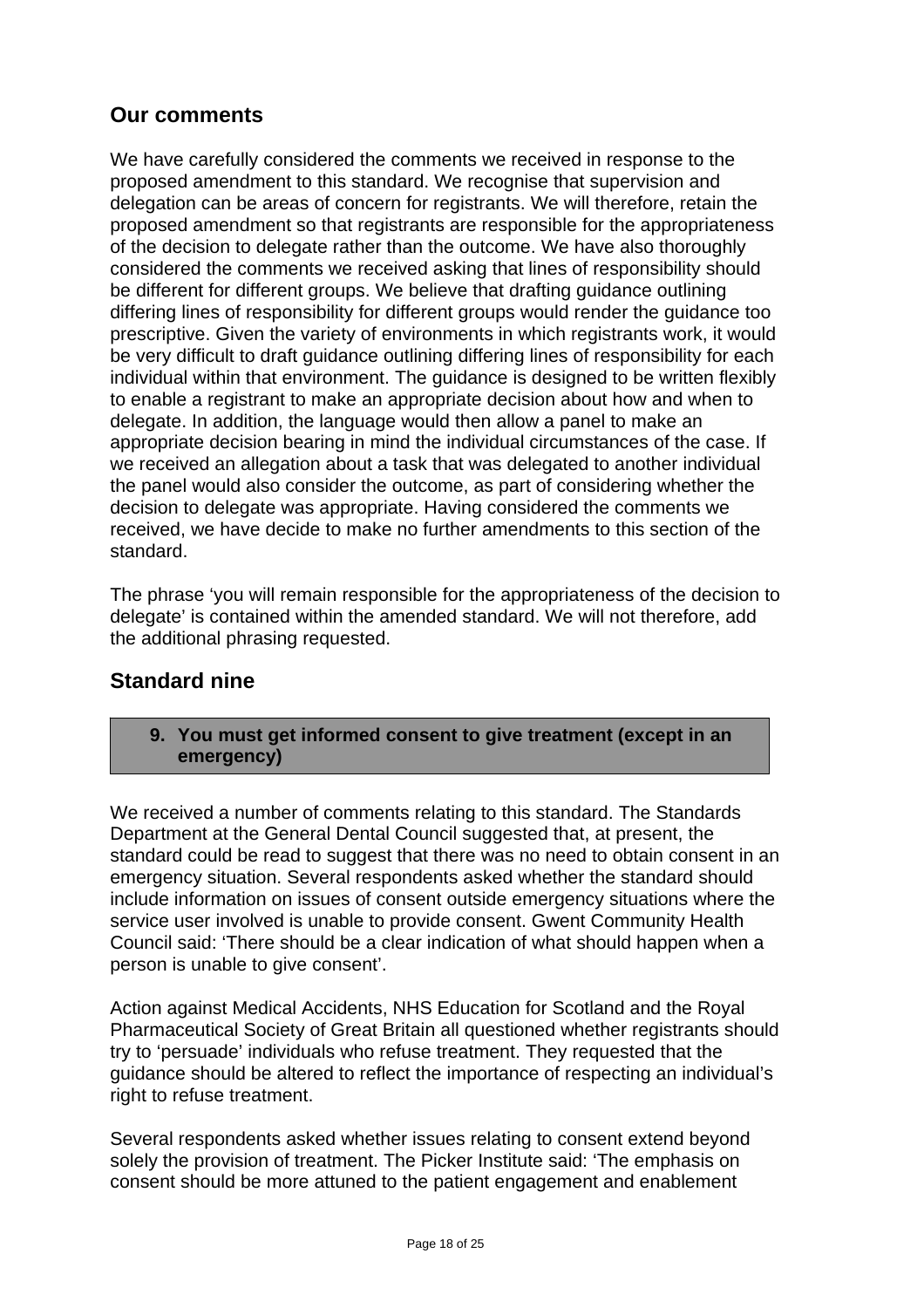## Our comments

We have carefully considered the comments we received in response to the proposed amendment to this standard. We recognise that supervision and delegation can be areas of concern for registrants. We will therefore, retain the proposed amendment so that registrants are responsible for the appropriateness of the decision to delegate rather than the outcome. We have also thoroughly considered the comments we received asking that lines of responsibility should be different for different groups. We believe that drafting guidance outlining differing lines of responsibility for different groups would render the guidance too prescriptive. Given the variety of environments in which registrants work, it would be very difficult to draft guidance outlining differing lines of responsibility for each individual within that environment. The guidance is designed to be written flexibly to enable a registrant to make an appropriate decision about how and when to delegate. In addition, the language would then allow a panel to make an appropriate decision bearing in mind the individual circumstances of the case. If we received an allegation about a task that was delegated to another individual the panel would also consider the outcome, as part of considering whether the decision to delegate was appropriate. Having considered the comments we received, we have decide to make no further amendments to this section of the standard.

The phrase 'you will remain responsible for the appropriateness of the decision to delegate' is contained within the amended standard. We will not therefore, add the additional phrasing requested.

## Standard nine

**9. You must get informed consent to give treatment (except in an emergency)**

We received a number of comments relating to this standard. The Standards Department at the General Dental Council suggested that, at present, the standard could be read to suggest that there was no need to obtain consent in an emergency situation. Several respondents asked whether the standard should include information on issues of consent outside emergency situations where the service user involved is unable to provide consent. Gwent Community Health Council said: 'There should be a clear indication of what should happen when a person is unable to give consent'.

Action against Medical Accidents, NHS Education for Scotland and the Royal Pharmaceutical Society of Great Britain all questioned whether registrants should try to 'persuade' individuals who refuse treatment. They requested that the guidance should be altered to reflect the importance of respecting an individual's right to refuse treatment.

Several respondents asked whether issues relating to consent extend beyond solely the provision of treatment. The Picker Institute said: 'The emphasis on consent should be more attuned to the patient engagement and enablement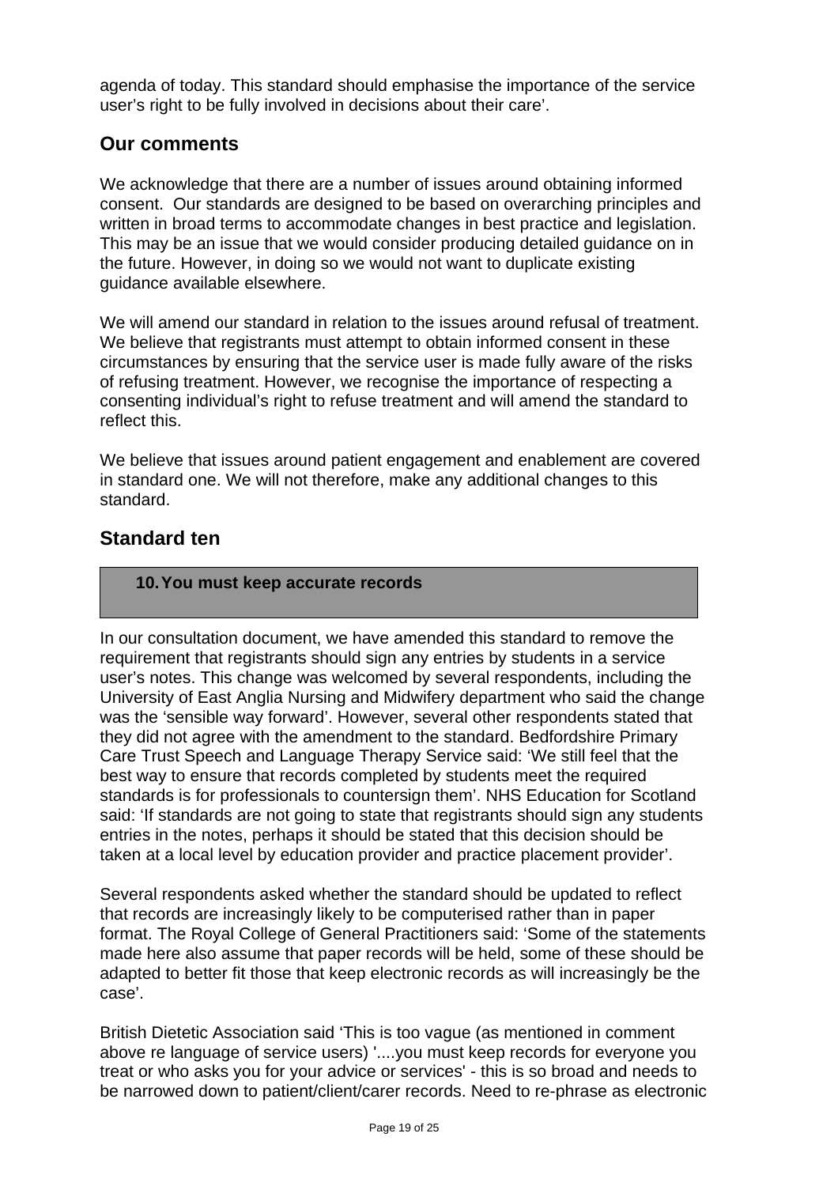agenda of today. This standard should emphasise the importance of the service user's right to be fully involved in decisions about their care'.

## Our comments

We acknowledge that there are a number of issues around obtaining informed consent. Our standards are designed to be based on overarching principles and written in broad terms to accommodate changes in best practice and legislation. This may be an issue that we would consider producing detailed guidance on in the future. However, in doing so we would not want to duplicate existing guidance available elsewhere.

We will amend our standard in relation to the issues around refusal of treatment. We believe that registrants must attempt to obtain informed consent in these circumstances by ensuring that the service user is made fully aware of the risks of refusing treatment. However, we recognise the importance of respecting a consenting individual's right to refuse treatment and will amend the standard to reflect this.

We believe that issues around patient engagement and enablement are covered in standard one. We will not therefore, make any additional changes to this standard.

## Standard ten

**10. You must keep accurate records**

In our consultation document, we have amended this standard to remove the requirement that registrants should sign any entries by students in a service user's notes. This change was welcomed by several respondents, including the University of East Anglia Nursing and Midwifery department who said the change was the 'sensible way forward'. However, several other respondents stated that they did not agree with the amendment to the standard. Bedfordshire Primary Care Trust Speech and Language Therapy Service said: 'We still feel that the best way to ensure that records completed by students meet the required standards is for professionals to countersign them'. NHS Education for Scotland said: 'If standards are not going to state that registrants should sign any students entries in the notes, perhaps it should be stated that this decision should be taken at a local level by education provider and practice placement provider'.

Several respondents asked whether the standard should be updated to reflect that records are increasingly likely to be computerised rather than in paper format. The Royal College of General Practitioners said: 'Some of the statements made here also assume that paper records will be held, some of these should be adapted to better fit those that keep electronic records as will increasingly be the case'.

British Dietetic Association said 'This is too vague (as mentioned in comment above re language of service users) '....you must keep records for everyone you treat or who asks you for your advice or services' - this is so broad and needs to be narrowed down to patient/client/carer records. Need to re-phrase as electronic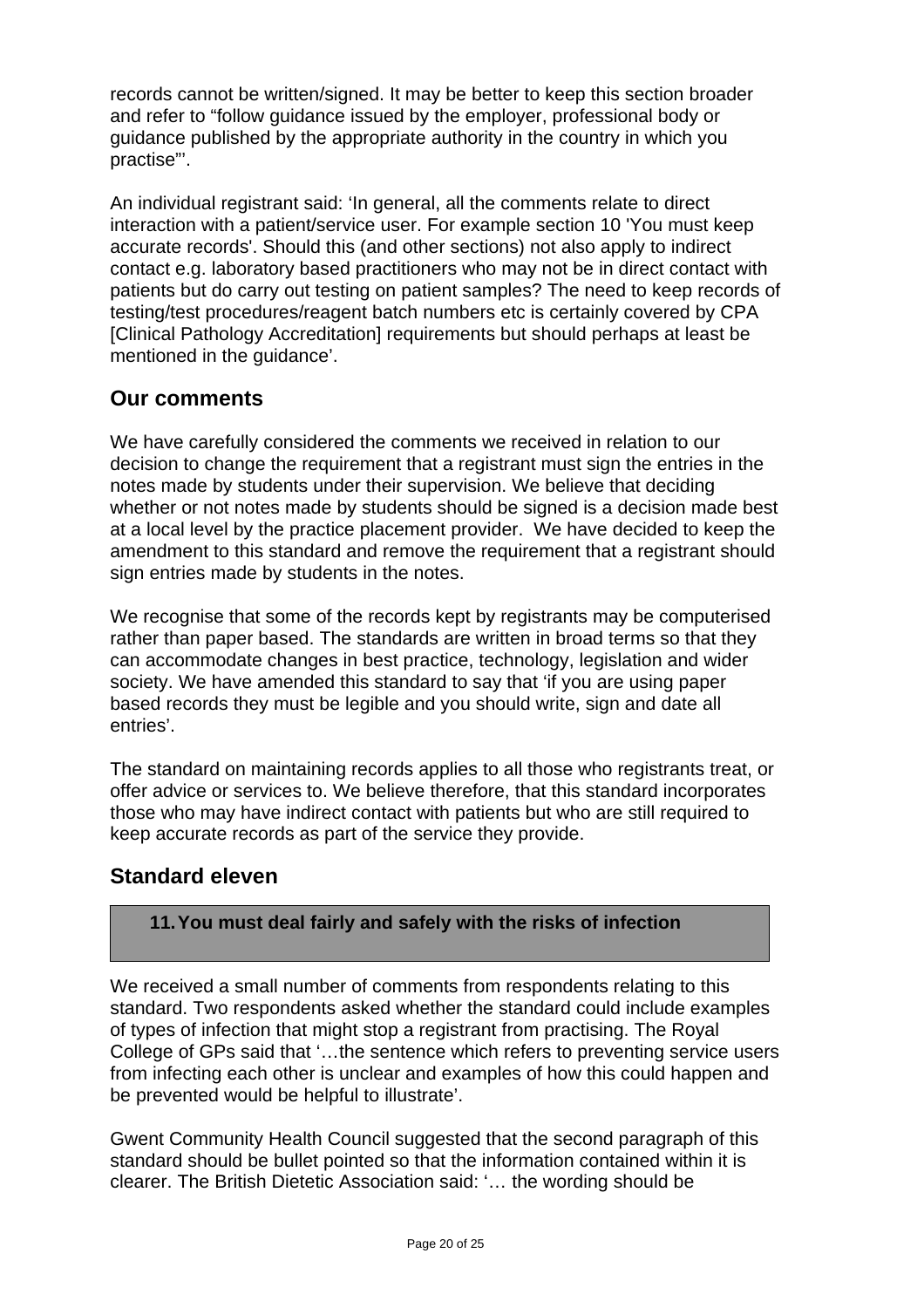records cannot be written/signed. It may be better to keep this section broader and refer to "follow guidance issued by the employer, professional body or guidance published by the appropriate authority in the country in which you practise"'.

An individual registrant said: 'In general, all the comments relate to direct interaction with a patient/service user. For example section 10 'You must keep accurate records'. Should this (and other sections) not also apply to indirect contact e.g. laboratory based practitioners who may not be in direct contact with patients but do carry out testing on patient samples? The need to keep records of testing/test procedures/reagent batch numbers etc is certainly covered by CPA [Clinical Pathology Accreditation] requirements but should perhaps at least be mentioned in the guidance'.

## Our comments

We have carefully considered the comments we received in relation to our decision to change the requirement that a registrant must sign the entries in the notes made by students under their supervision. We believe that deciding whether or not notes made by students should be signed is a decision made best at a local level by the practice placement provider. We have decided to keep the amendment to this standard and remove the requirement that a registrant should sign entries made by students in the notes.

We recognise that some of the records kept by registrants may be computerised rather than paper based. The standards are written in broad terms so that they can accommodate changes in best practice, technology, legislation and wider society. We have amended this standard to say that 'if you are using paper based records they must be legible and you should write, sign and date all entries'.

The standard on maintaining records applies to all those who registrants treat, or offer advice or services to. We believe therefore, that this standard incorporates those who may have indirect contact with patients but who are still required to keep accurate records as part of the service they provide.

## Standard eleven

**11. You must deal fairly and safely with the risks of infection**

We received a small number of comments from respondents relating to this standard. Two respondents asked whether the standard could include examples of types of infection that might stop a registrant from practising. The Royal College of GPs said that '…the sentence which refers to preventing service users from infecting each other is unclear and examples of how this could happen and be prevented would be helpful to illustrate'.

Gwent Community Health Council suggested that the second paragraph of this standard should be bullet pointed so that the information contained within it is clearer. The British Dietetic Association said: '… the wording should be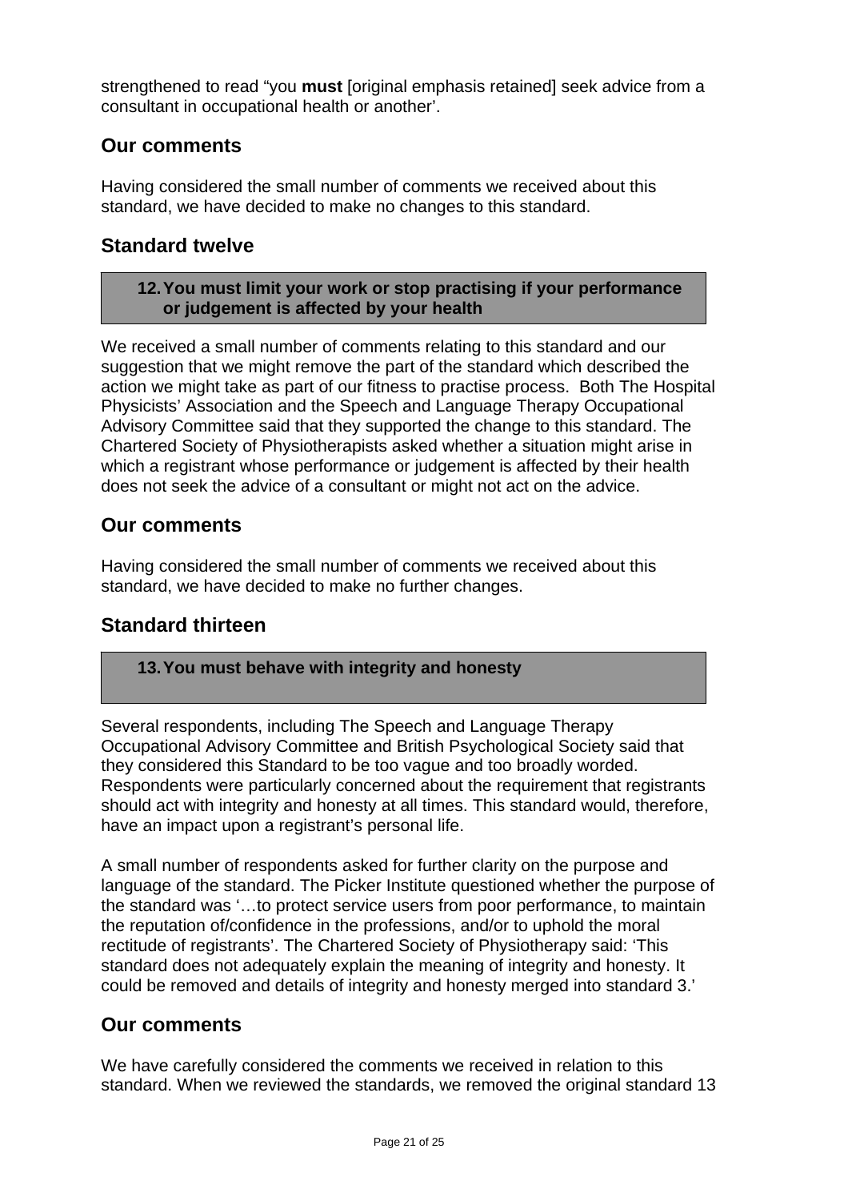strengthened to read “you **must** [original emphasis retained] seek advice from a consultant in occupational health or another’.

## Our comments

Having considered the small number of comments we received about this standard, we have decided to make no changes to this standard.

## Standard twelve

> **12. You must limit your work or stop practising if your performance or judgement is affected by your health**

We received a small number of comments relating to this standard and our suggestion that we might remove the part of the standard which described the action we might take as part of our fitness to practise process. Both The Hospital Physicists’ Association and the Speech and Language Therapy Occupational Advisory Committee said that they supported the change to this standard. The Chartered Society of Physiotherapists asked whether a situation might arise in which a registrant whose performance or judgement is affected by their health does not seek the advice of a consultant or might not act on the advice.

## Our comments

Having considered the small number of comments we received about this standard, we have decided to make no further changes.

## Standard thirteen

> **13. You must behave with integrity and honesty**

Several respondents, including The Speech and Language Therapy Occupational Advisory Committee and British Psychological Society said that they considered this Standard to be too vague and too broadly worded. Respondents were particularly concerned about the requirement that registrants should act with integrity and honesty at all times. This standard would, therefore, have an impact upon a registrant’s personal life.

A small number of respondents asked for further clarity on the purpose and language of the standard. The Picker Institute questioned whether the purpose of the standard was ‘…to protect service users from poor performance, to maintain the reputation of/confidence in the professions, and/or to uphold the moral rectitude of registrants’. The Chartered Society of Physiotherapy said: ‘This standard does not adequately explain the meaning of integrity and honesty. It could be removed and details of integrity and honesty merged into standard 3.’

## Our comments

We have carefully considered the comments we received in relation to this standard. When we reviewed the standards, we removed the original standard 13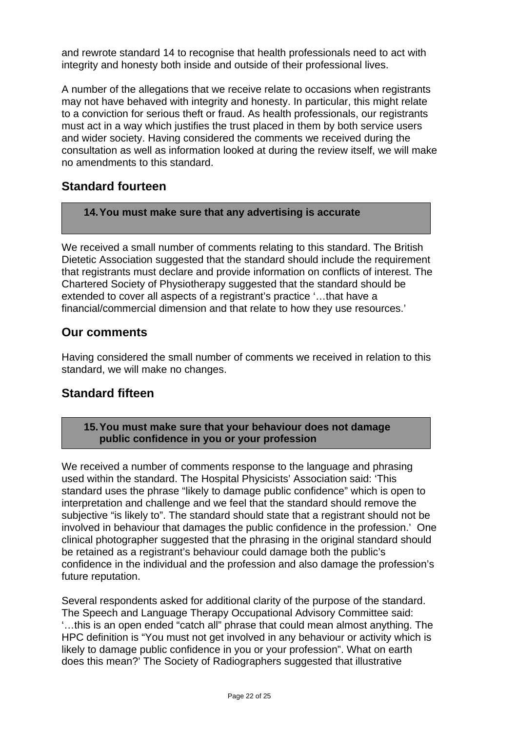and rewrote standard 14 to recognise that health professionals need to act with integrity and honesty both inside and outside of their professional lives.

A number of the allegations that we receive relate to occasions when registrants may not have behaved with integrity and honesty. In particular, this might relate to a conviction for serious theft or fraud. As health professionals, our registrants must act in a way which justifies the trust placed in them by both service users and wider society. Having considered the comments we received during the consultation as well as information looked at during the review itself, we will make no amendments to this standard.

## Standard fourteen

> **14. You must make sure that any advertising is accurate**

We received a small number of comments relating to this standard. The British Dietetic Association suggested that the standard should include the requirement that registrants must declare and provide information on conflicts of interest. The Chartered Society of Physiotherapy suggested that the standard should be extended to cover all aspects of a registrant's practice '…that have a financial/commercial dimension and that relate to how they use resources.'

## Our comments

Having considered the small number of comments we received in relation to this standard, we will make no changes.

## Standard fifteen

> **15. You must make sure that your behaviour does not damage public confidence in you or your profession**

We received a number of comments response to the language and phrasing used within the standard. The Hospital Physicists' Association said: 'This standard uses the phrase "likely to damage public confidence" which is open to interpretation and challenge and we feel that the standard should remove the subjective "is likely to". The standard should state that a registrant should not be involved in behaviour that damages the public confidence in the profession.' One clinical photographer suggested that the phrasing in the original standard should be retained as a registrant's behaviour could damage both the public's confidence in the individual and the profession and also damage the profession's future reputation.

Several respondents asked for additional clarity of the purpose of the standard. The Speech and Language Therapy Occupational Advisory Committee said: '…this is an open ended "catch all" phrase that could mean almost anything. The HPC definition is "You must not get involved in any behaviour or activity which is likely to damage public confidence in you or your profession". What on earth does this mean?' The Society of Radiographers suggested that illustrative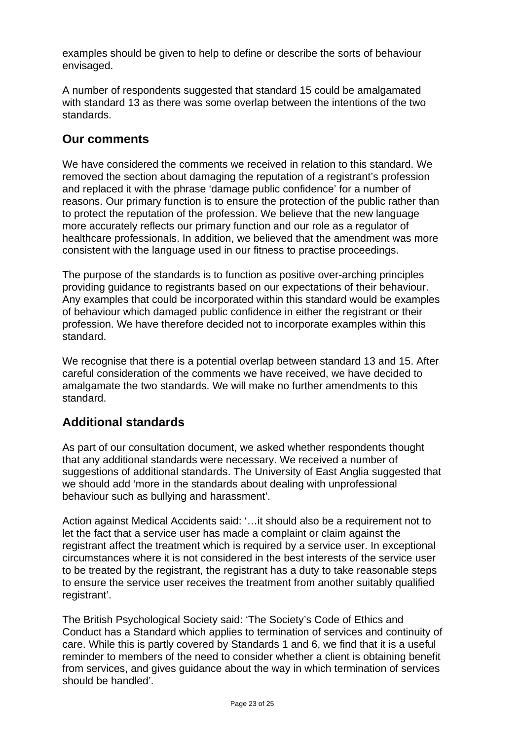examples should be given to help to define or describe the sorts of behaviour envisaged.

A number of respondents suggested that standard 15 could be amalgamated with standard 13 as there was some overlap between the intentions of the two standards.

## Our comments

We have considered the comments we received in relation to this standard. We removed the section about damaging the reputation of a registrant's profession and replaced it with the phrase 'damage public confidence' for a number of reasons. Our primary function is to ensure the protection of the public rather than to protect the reputation of the profession. We believe that the new language more accurately reflects our primary function and our role as a regulator of healthcare professionals. In addition, we believed that the amendment was more consistent with the language used in our fitness to practise proceedings.

The purpose of the standards is to function as positive over-arching principles providing guidance to registrants based on our expectations of their behaviour. Any examples that could be incorporated within this standard would be examples of behaviour which damaged public confidence in either the registrant or their profession. We have therefore decided not to incorporate examples within this standard.

We recognise that there is a potential overlap between standard 13 and 15. After careful consideration of the comments we have received, we have decided to amalgamate the two standards. We will make no further amendments to this standard.

## Additional standards

As part of our consultation document, we asked whether respondents thought that any additional standards were necessary. We received a number of suggestions of additional standards. The University of East Anglia suggested that we should add 'more in the standards about dealing with unprofessional behaviour such as bullying and harassment'.

Action against Medical Accidents said: '…it should also be a requirement not to let the fact that a service user has made a complaint or claim against the registrant affect the treatment which is required by a service user. In exceptional circumstances where it is not considered in the best interests of the service user to be treated by the registrant, the registrant has a duty to take reasonable steps to ensure the service user receives the treatment from another suitably qualified registrant'.

The British Psychological Society said: 'The Society's Code of Ethics and Conduct has a Standard which applies to termination of services and continuity of care. While this is partly covered by Standards 1 and 6, we find that it is a useful reminder to members of the need to consider whether a client is obtaining benefit from services, and gives guidance about the way in which termination of services should be handled'.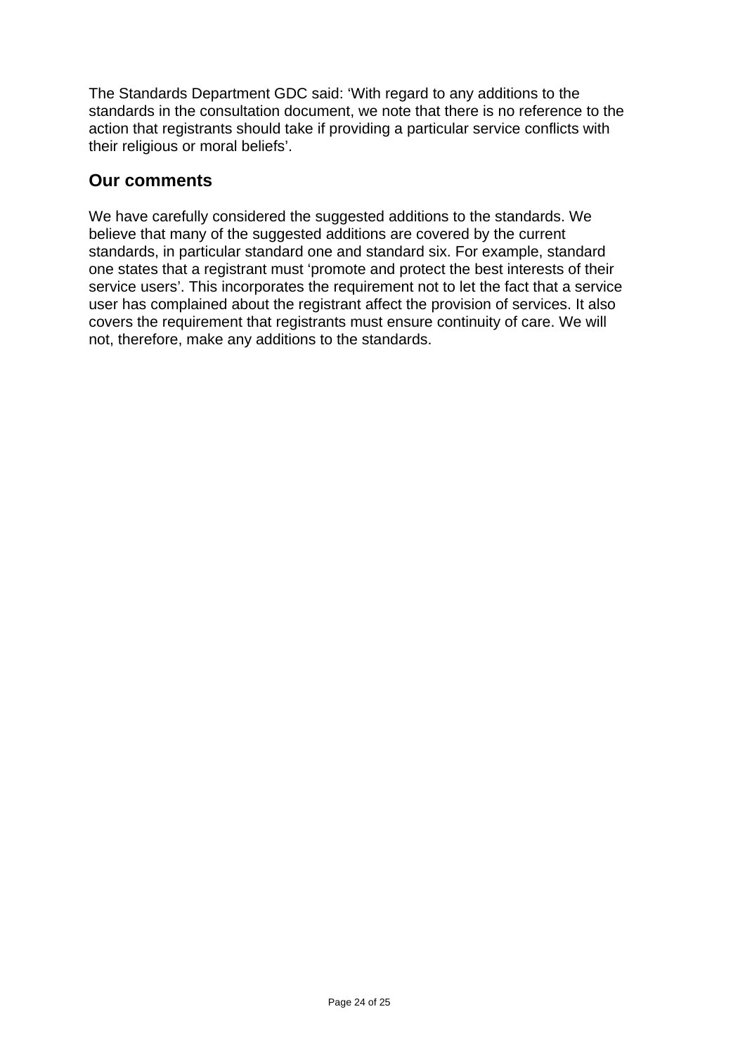The Standards Department GDC said: ‘With regard to any additions to the standards in the consultation document, we note that there is no reference to the action that registrants should take if providing a particular service conflicts with their religious or moral beliefs’.

## Our comments

We have carefully considered the suggested additions to the standards. We believe that many of the suggested additions are covered by the current standards, in particular standard one and standard six. For example, standard one states that a registrant must ‘promote and protect the best interests of their service users’. This incorporates the requirement not to let the fact that a service user has complained about the registrant affect the provision of services. It also covers the requirement that registrants must ensure continuity of care. We will not, therefore, make any additions to the standards.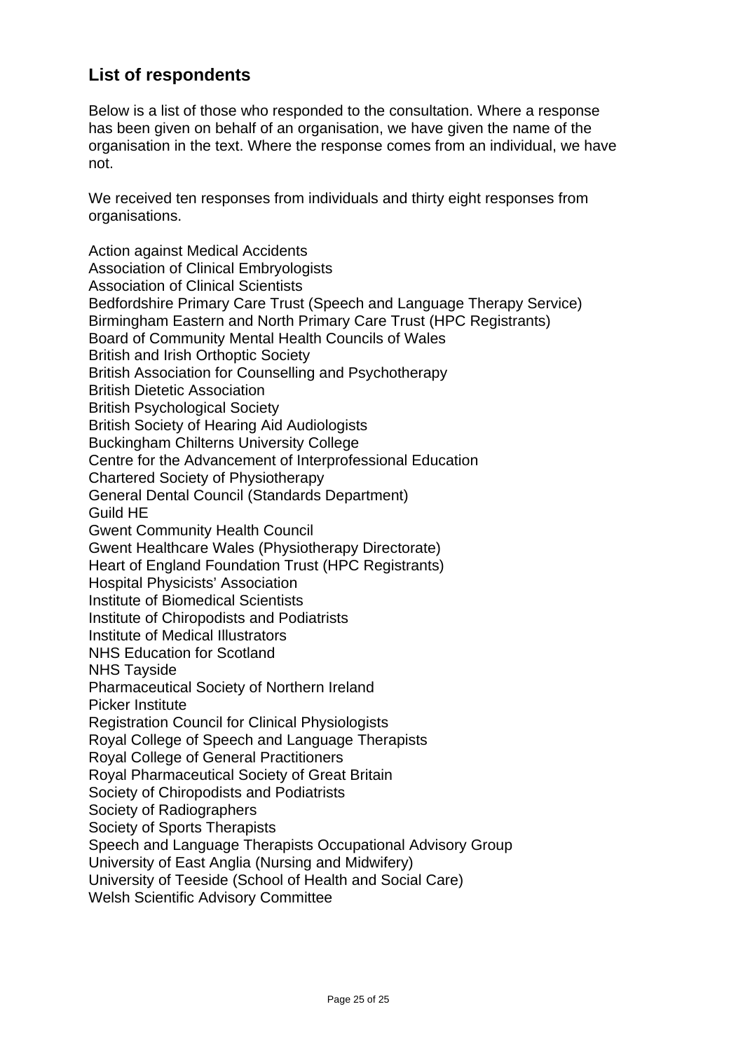## List of respondents

Below is a list of those who responded to the consultation. Where a response has been given on behalf of an organisation, we have given the name of the organisation in the text. Where the response comes from an individual, we have not.

We received ten responses from individuals and thirty eight responses from organisations.

Action against Medical Accidents
Association of Clinical Embryologists
Association of Clinical Scientists
Bedfordshire Primary Care Trust (Speech and Language Therapy Service)
Birmingham Eastern and North Primary Care Trust (HPC Registrants)
Board of Community Mental Health Councils of Wales
British and Irish Orthoptic Society
British Association for Counselling and Psychotherapy
British Dietetic Association
British Psychological Society
British Society of Hearing Aid Audiologists
Buckingham Chilterns University College
Centre for the Advancement of Interprofessional Education
Chartered Society of Physiotherapy
General Dental Council (Standards Department)
Guild HE
Gwent Community Health Council
Gwent Healthcare Wales (Physiotherapy Directorate)
Heart of England Foundation Trust (HPC Registrants)
Hospital Physicists' Association
Institute of Biomedical Scientists
Institute of Chiropodists and Podiatrists
Institute of Medical Illustrators
NHS Education for Scotland
NHS Tayside
Pharmaceutical Society of Northern Ireland
Picker Institute
Registration Council for Clinical Physiologists
Royal College of Speech and Language Therapists
Royal College of General Practitioners
Royal Pharmaceutical Society of Great Britain
Society of Chiropodists and Podiatrists
Society of Radiographers
Society of Sports Therapists
Speech and Language Therapists Occupational Advisory Group
University of East Anglia (Nursing and Midwifery)
University of Teeside (School of Health and Social Care)
Welsh Scientific Advisory Committee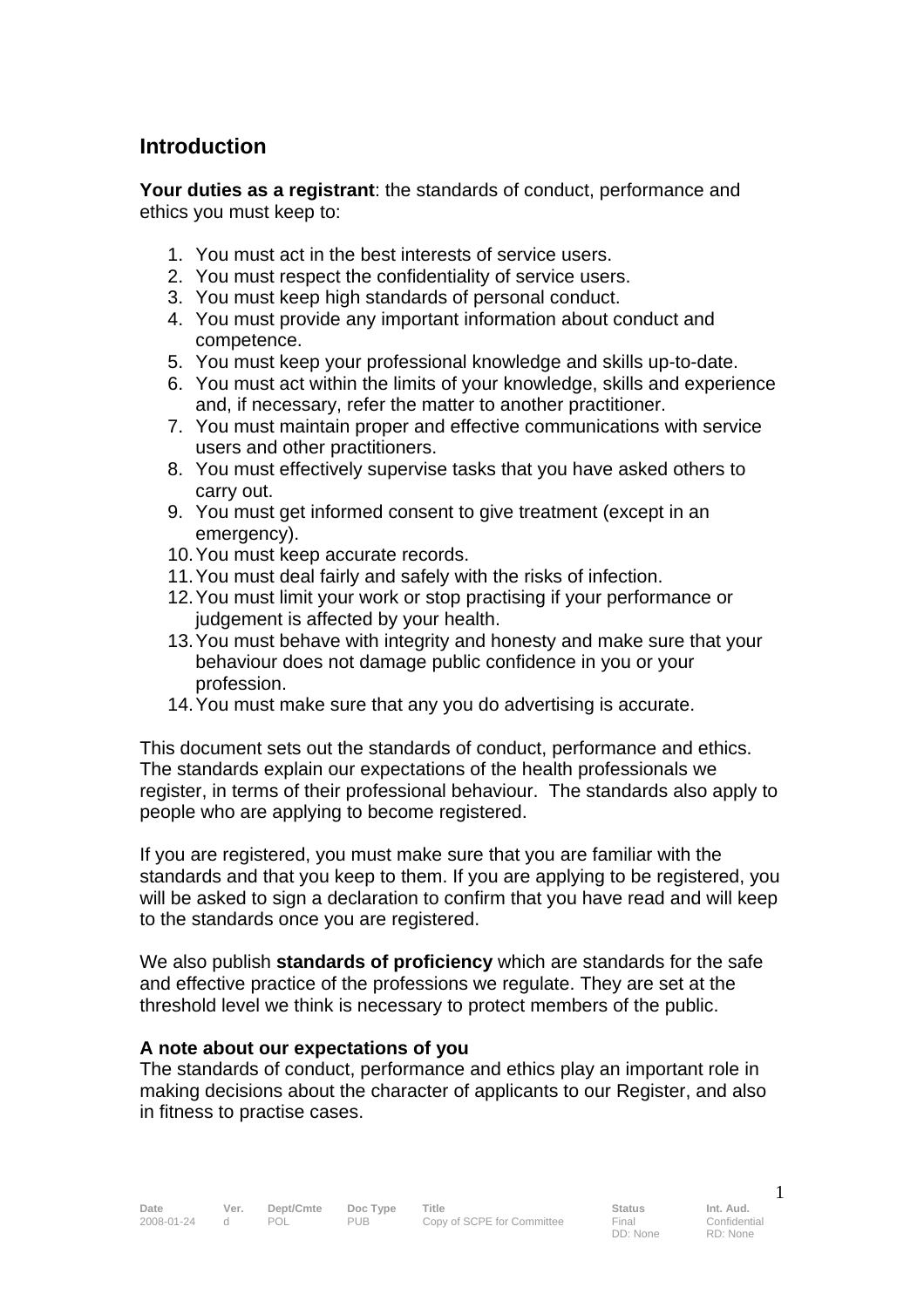## Introduction

**Your duties as a registrant**: the standards of conduct, performance and ethics you must keep to:

1. You must act in the best interests of service users.
2. You must respect the confidentiality of service users.
3. You must keep high standards of personal conduct.
4. You must provide any important information about conduct and competence.
5. You must keep your professional knowledge and skills up-to-date.
6. You must act within the limits of your knowledge, skills and experience and, if necessary, refer the matter to another practitioner.
7. You must maintain proper and effective communications with service users and other practitioners.
8. You must effectively supervise tasks that you have asked others to carry out.
9. You must get informed consent to give treatment (except in an emergency).
10. You must keep accurate records.
11. You must deal fairly and safely with the risks of infection.
12. You must limit your work or stop practising if your performance or judgement is affected by your health.
13. You must behave with integrity and honesty and make sure that your behaviour does not damage public confidence in you or your profession.
14. You must make sure that any you do advertising is accurate.

This document sets out the standards of conduct, performance and ethics. The standards explain our expectations of the health professionals we register, in terms of their professional behaviour. The standards also apply to people who are applying to become registered.

If you are registered, you must make sure that you are familiar with the standards and that you keep to them. If you are applying to be registered, you will be asked to sign a declaration to confirm that you have read and will keep to the standards once you are registered.

We also publish **standards of proficiency** which are standards for the safe and effective practice of the professions we regulate. They are set at the threshold level we think is necessary to protect members of the public.

**A note about our expectations of you**
The standards of conduct, performance and ethics play an important role in making decisions about the character of applicants to our Register, and also in fitness to practise cases.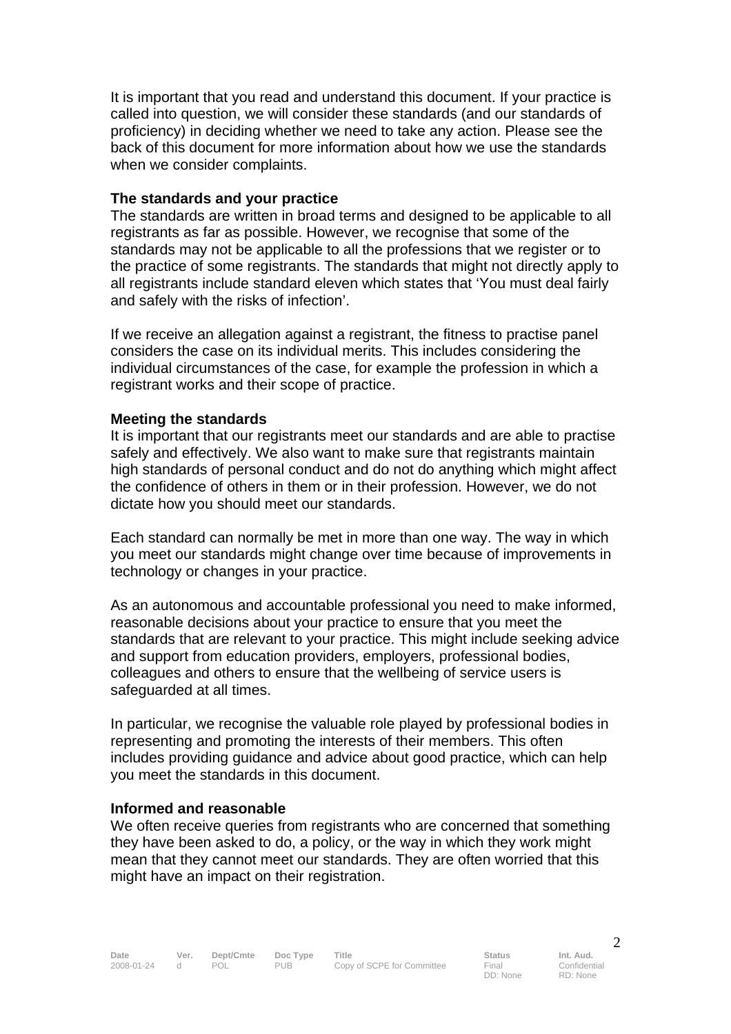It is important that you read and understand this document. If your practice is called into question, we will consider these standards (and our standards of proficiency) in deciding whether we need to take any action. Please see the back of this document for more information about how we use the standards when we consider complaints.

**The standards and your practice**

The standards are written in broad terms and designed to be applicable to all registrants as far as possible. However, we recognise that some of the standards may not be applicable to all the professions that we register or to the practice of some registrants. The standards that might not directly apply to all registrants include standard eleven which states that 'You must deal fairly and safely with the risks of infection'.

If we receive an allegation against a registrant, the fitness to practise panel considers the case on its individual merits. This includes considering the individual circumstances of the case, for example the profession in which a registrant works and their scope of practice.

**Meeting the standards**

It is important that our registrants meet our standards and are able to practise safely and effectively. We also want to make sure that registrants maintain high standards of personal conduct and do not do anything which might affect the confidence of others in them or in their profession. However, we do not dictate how you should meet our standards.

Each standard can normally be met in more than one way. The way in which you meet our standards might change over time because of improvements in technology or changes in your practice.

As an autonomous and accountable professional you need to make informed, reasonable decisions about your practice to ensure that you meet the standards that are relevant to your practice. This might include seeking advice and support from education providers, employers, professional bodies, colleagues and others to ensure that the wellbeing of service users is safeguarded at all times.

In particular, we recognise the valuable role played by professional bodies in representing and promoting the interests of their members. This often includes providing guidance and advice about good practice, which can help you meet the standards in this document.

**Informed and reasonable**

We often receive queries from registrants who are concerned that something they have been asked to do, a policy, or the way in which they work might mean that they cannot meet our standards. They are often worried that this might have an impact on their registration.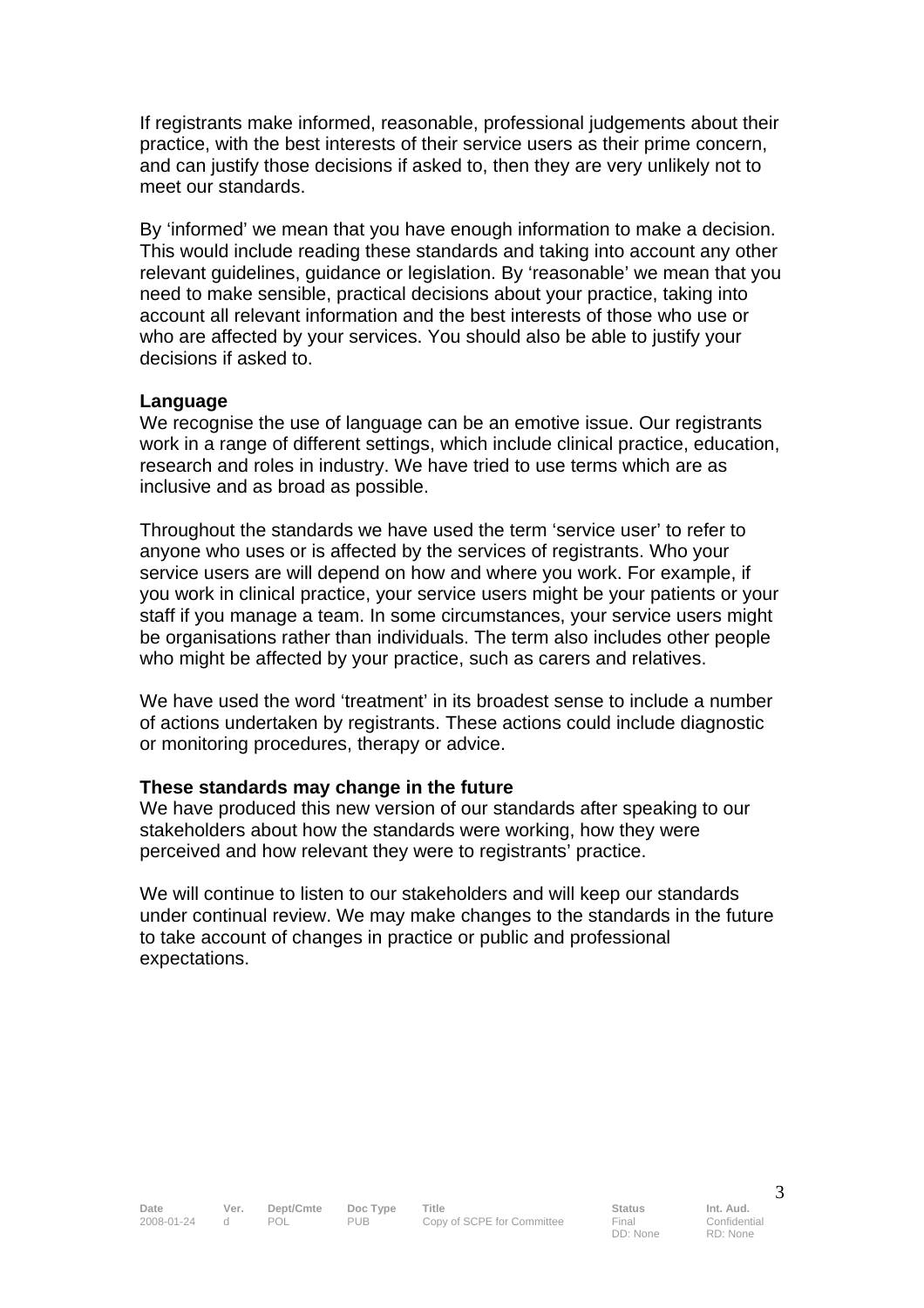If registrants make informed, reasonable, professional judgements about their practice, with the best interests of their service users as their prime concern, and can justify those decisions if asked to, then they are very unlikely not to meet our standards.

By 'informed' we mean that you have enough information to make a decision. This would include reading these standards and taking into account any other relevant guidelines, guidance or legislation. By 'reasonable' we mean that you need to make sensible, practical decisions about your practice, taking into account all relevant information and the best interests of those who use or who are affected by your services. You should also be able to justify your decisions if asked to.

**Language**

We recognise the use of language can be an emotive issue. Our registrants work in a range of different settings, which include clinical practice, education, research and roles in industry. We have tried to use terms which are as inclusive and as broad as possible.

Throughout the standards we have used the term 'service user' to refer to anyone who uses or is affected by the services of registrants. Who your service users are will depend on how and where you work. For example, if you work in clinical practice, your service users might be your patients or your staff if you manage a team. In some circumstances, your service users might be organisations rather than individuals. The term also includes other people who might be affected by your practice, such as carers and relatives.

We have used the word 'treatment' in its broadest sense to include a number of actions undertaken by registrants. These actions could include diagnostic or monitoring procedures, therapy or advice.

**These standards may change in the future**

We have produced this new version of our standards after speaking to our stakeholders about how the standards were working, how they were perceived and how relevant they were to registrants' practice.

We will continue to listen to our stakeholders and will keep our standards under continual review. We may make changes to the standards in the future to take account of changes in practice or public and professional expectations.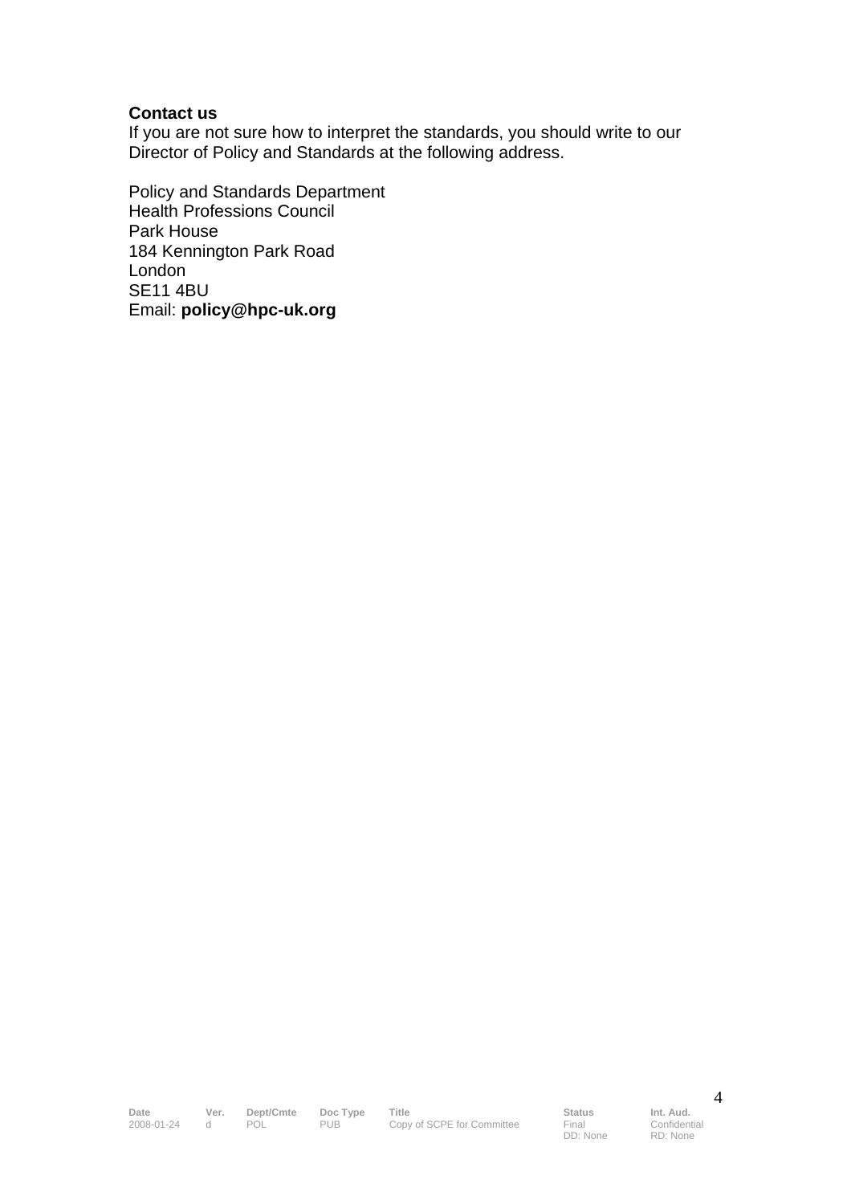**Contact us**

If you are not sure how to interpret the standards, you should write to our Director of Policy and Standards at the following address.

Policy and Standards Department
Health Professions Council
Park House
184 Kennington Park Road
London
SE11 4BU
Email: **policy@hpc-uk.org**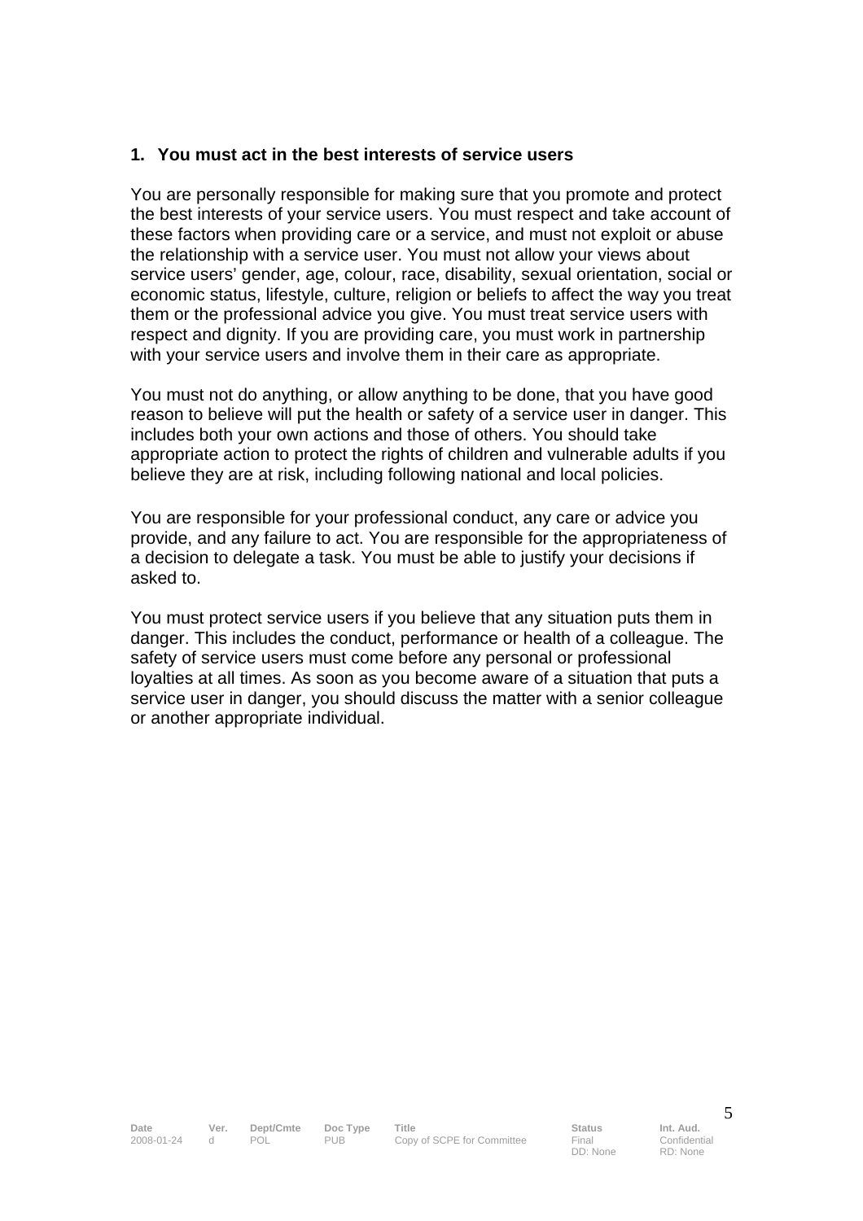## 1. You must act in the best interests of service users

You are personally responsible for making sure that you promote and protect the best interests of your service users. You must respect and take account of these factors when providing care or a service, and must not exploit or abuse the relationship with a service user. You must not allow your views about service users' gender, age, colour, race, disability, sexual orientation, social or economic status, lifestyle, culture, religion or beliefs to affect the way you treat them or the professional advice you give. You must treat service users with respect and dignity. If you are providing care, you must work in partnership with your service users and involve them in their care as appropriate.

You must not do anything, or allow anything to be done, that you have good reason to believe will put the health or safety of a service user in danger. This includes both your own actions and those of others. You should take appropriate action to protect the rights of children and vulnerable adults if you believe they are at risk, including following national and local policies.

You are responsible for your professional conduct, any care or advice you provide, and any failure to act. You are responsible for the appropriateness of a decision to delegate a task. You must be able to justify your decisions if asked to.

You must protect service users if you believe that any situation puts them in danger. This includes the conduct, performance or health of a colleague. The safety of service users must come before any personal or professional loyalties at all times. As soon as you become aware of a situation that puts a service user in danger, you should discuss the matter with a senior colleague or another appropriate individual.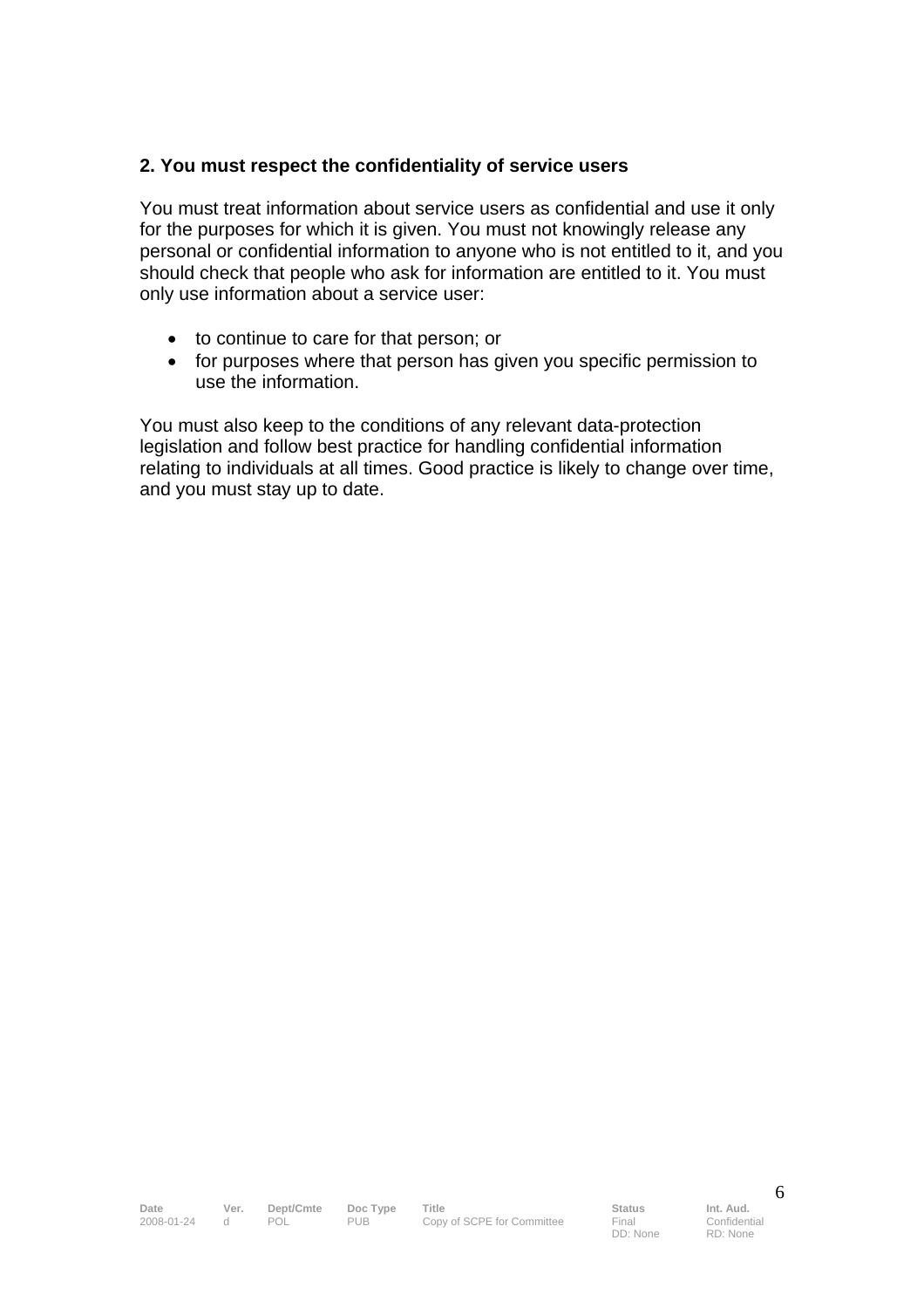**2. You must respect the confidentiality of service users**

You must treat information about service users as confidential and use it only for the purposes for which it is given. You must not knowingly release any personal or confidential information to anyone who is not entitled to it, and you should check that people who ask for information are entitled to it. You must only use information about a service user:

- to continue to care for that person; or
- for purposes where that person has given you specific permission to use the information.

You must also keep to the conditions of any relevant data-protection legislation and follow best practice for handling confidential information relating to individuals at all times. Good practice is likely to change over time, and you must stay up to date.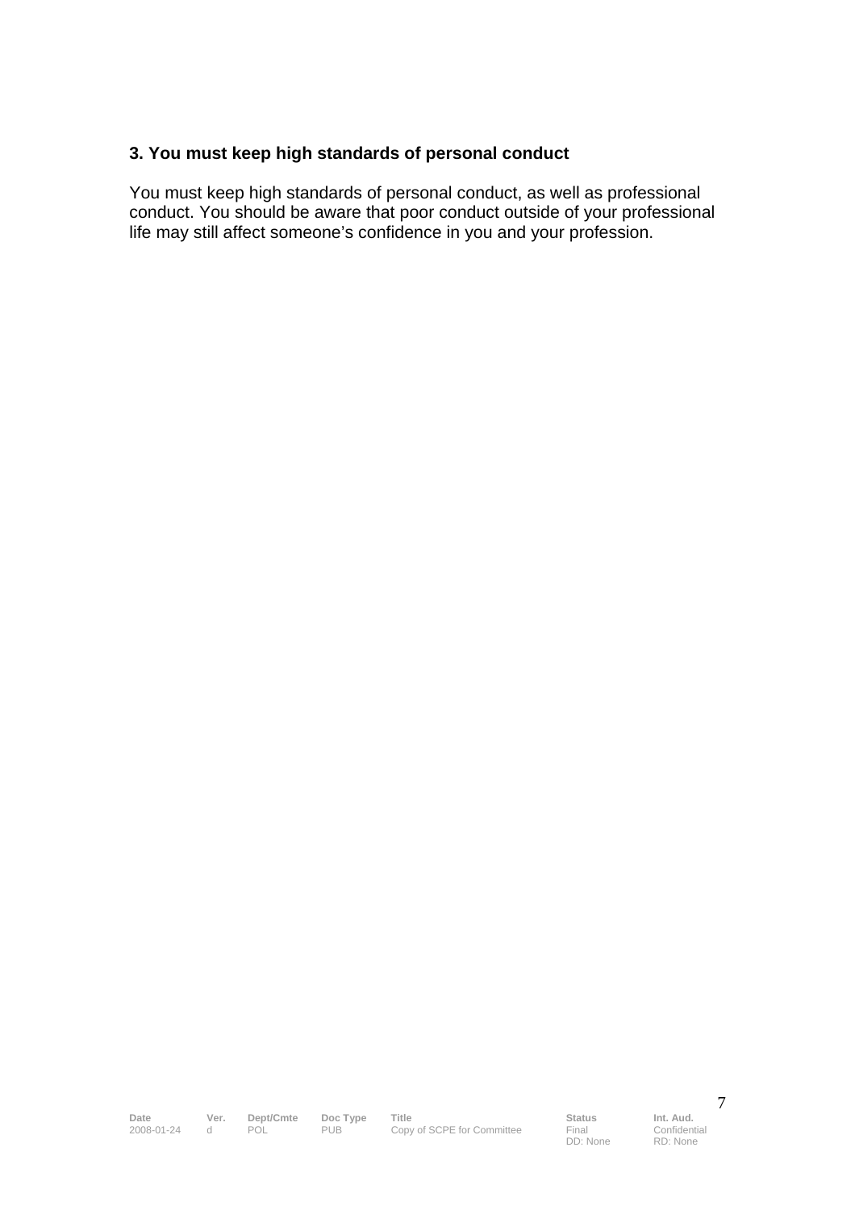### 3. You must keep high standards of personal conduct

You must keep high standards of personal conduct, as well as professional conduct. You should be aware that poor conduct outside of your professional life may still affect someone's confidence in you and your profession.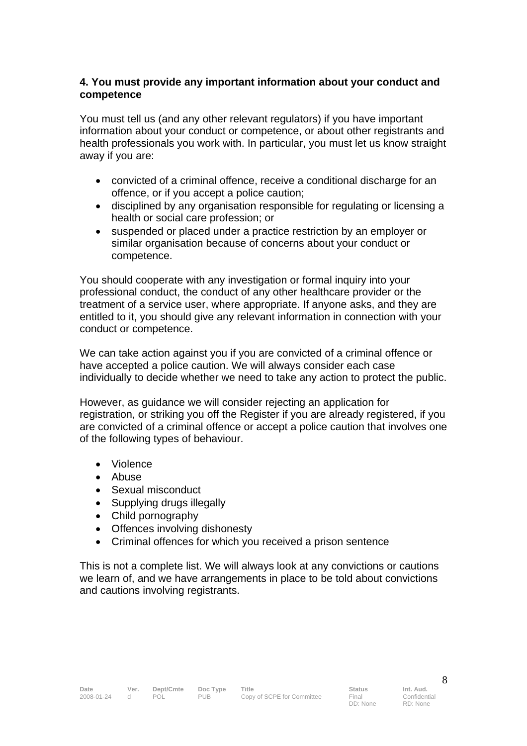**4. You must provide any important information about your conduct and competence**

You must tell us (and any other relevant regulators) if you have important information about your conduct or competence, or about other registrants and health professionals you work with. In particular, you must let us know straight away if you are:

- convicted of a criminal offence, receive a conditional discharge for an offence, or if you accept a police caution;
- disciplined by any organisation responsible for regulating or licensing a health or social care profession; or
- suspended or placed under a practice restriction by an employer or similar organisation because of concerns about your conduct or competence.

You should cooperate with any investigation or formal inquiry into your professional conduct, the conduct of any other healthcare provider or the treatment of a service user, where appropriate. If anyone asks, and they are entitled to it, you should give any relevant information in connection with your conduct or competence.

We can take action against you if you are convicted of a criminal offence or have accepted a police caution. We will always consider each case individually to decide whether we need to take any action to protect the public.

However, as guidance we will consider rejecting an application for registration, or striking you off the Register if you are already registered, if you are convicted of a criminal offence or accept a police caution that involves one of the following types of behaviour.

- Violence
- Abuse
- Sexual misconduct
- Supplying drugs illegally
- Child pornography
- Offences involving dishonesty
- Criminal offences for which you received a prison sentence

This is not a complete list. We will always look at any convictions or cautions we learn of, and we have arrangements in place to be told about convictions and cautions involving registrants.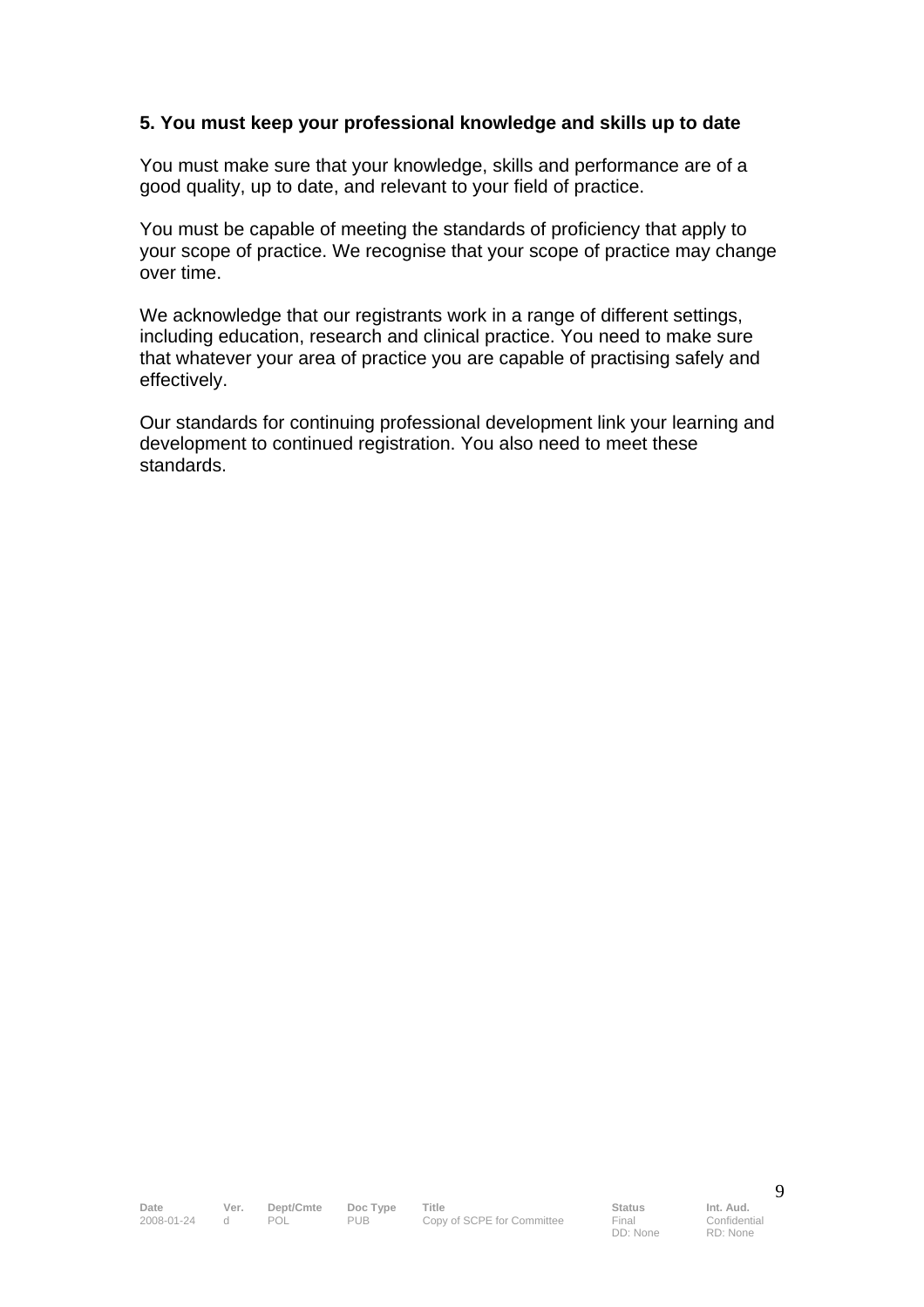**5. You must keep your professional knowledge and skills up to date**

You must make sure that your knowledge, skills and performance are of a good quality, up to date, and relevant to your field of practice.

You must be capable of meeting the standards of proficiency that apply to your scope of practice. We recognise that your scope of practice may change over time.

We acknowledge that our registrants work in a range of different settings, including education, research and clinical practice. You need to make sure that whatever your area of practice you are capable of practising safely and effectively.

Our standards for continuing professional development link your learning and development to continued registration. You also need to meet these standards.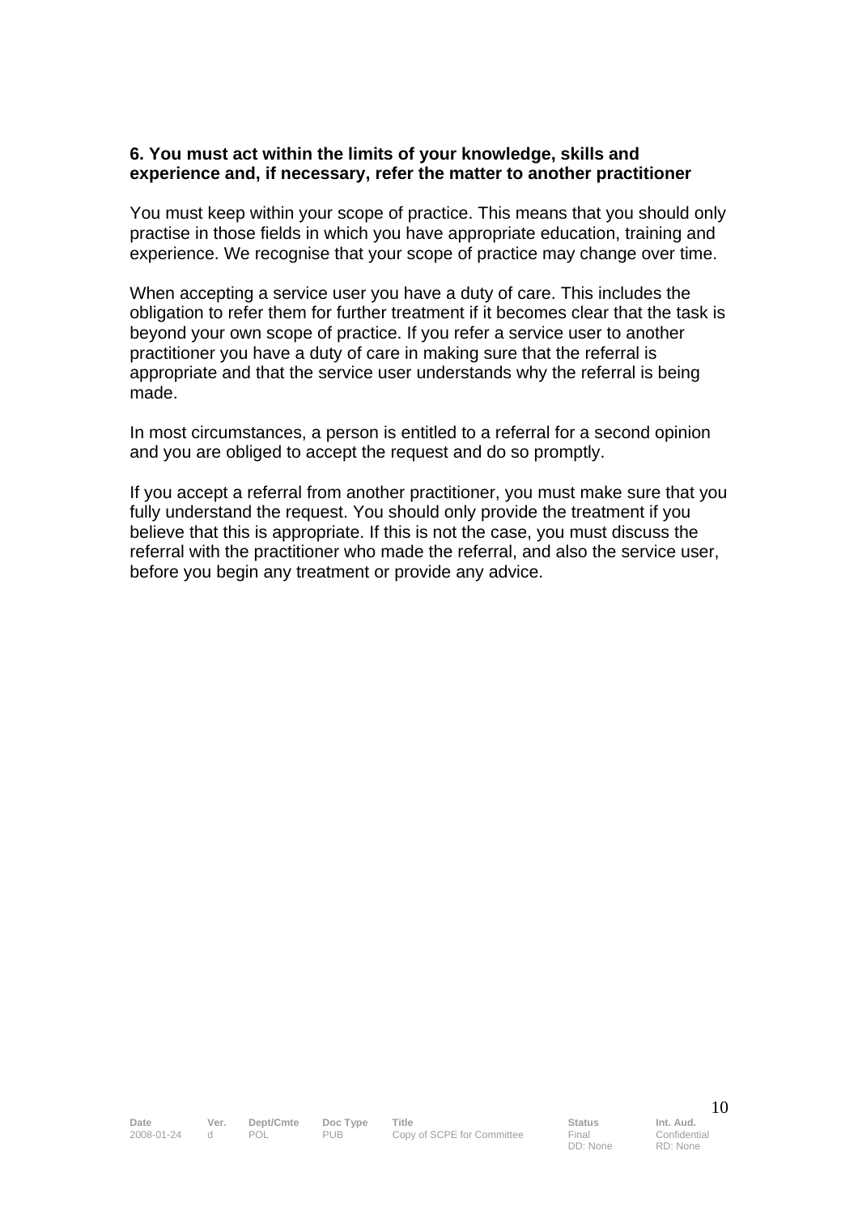**6. You must act within the limits of your knowledge, skills and experience and, if necessary, refer the matter to another practitioner**

You must keep within your scope of practice. This means that you should only practise in those fields in which you have appropriate education, training and experience. We recognise that your scope of practice may change over time.

When accepting a service user you have a duty of care. This includes the obligation to refer them for further treatment if it becomes clear that the task is beyond your own scope of practice. If you refer a service user to another practitioner you have a duty of care in making sure that the referral is appropriate and that the service user understands why the referral is being made.

In most circumstances, a person is entitled to a referral for a second opinion and you are obliged to accept the request and do so promptly.

If you accept a referral from another practitioner, you must make sure that you fully understand the request. You should only provide the treatment if you believe that this is appropriate. If this is not the case, you must discuss the referral with the practitioner who made the referral, and also the service user, before you begin any treatment or provide any advice.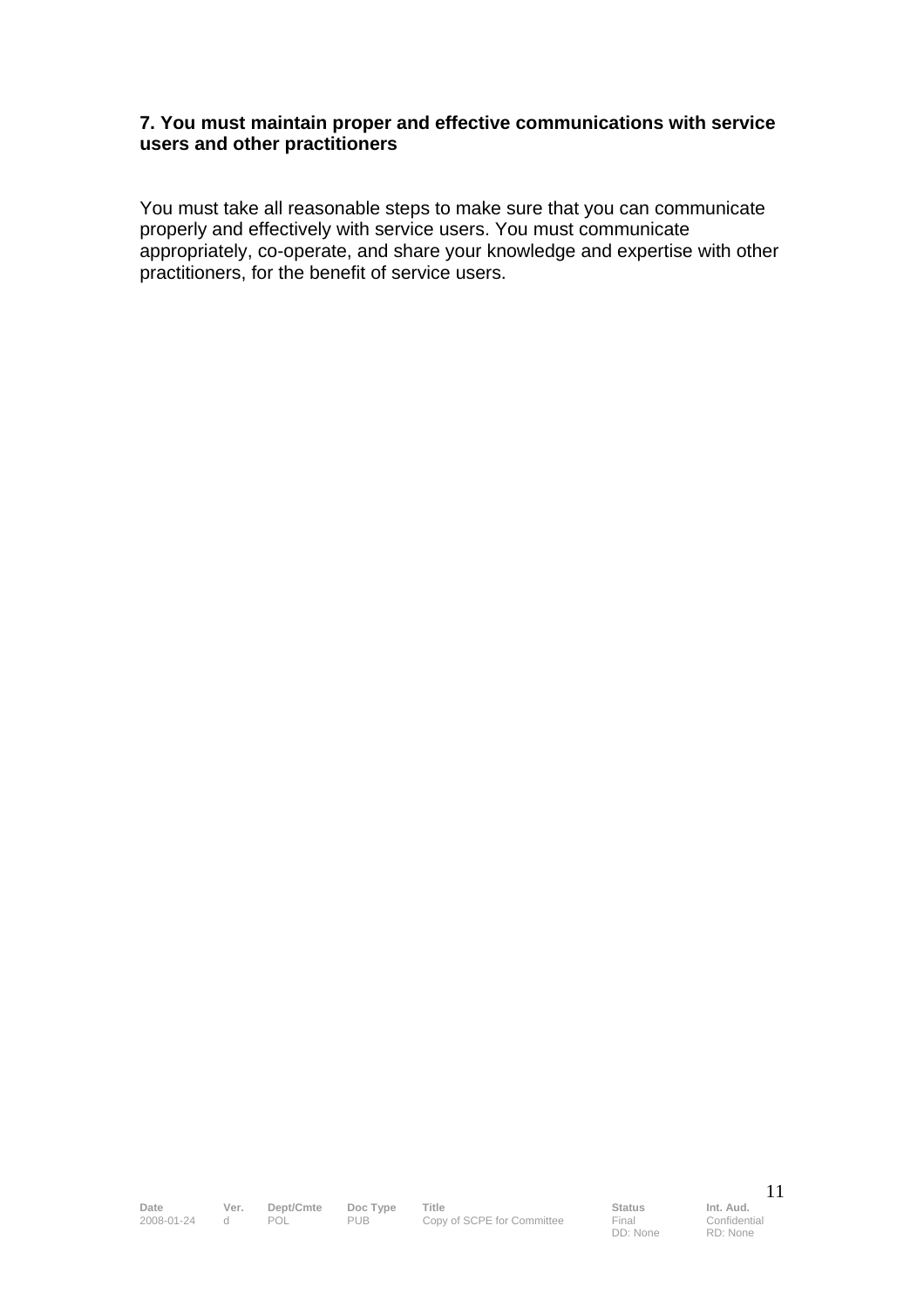**7. You must maintain proper and effective communications with service users and other practitioners**

You must take all reasonable steps to make sure that you can communicate properly and effectively with service users. You must communicate appropriately, co-operate, and share your knowledge and expertise with other practitioners, for the benefit of service users.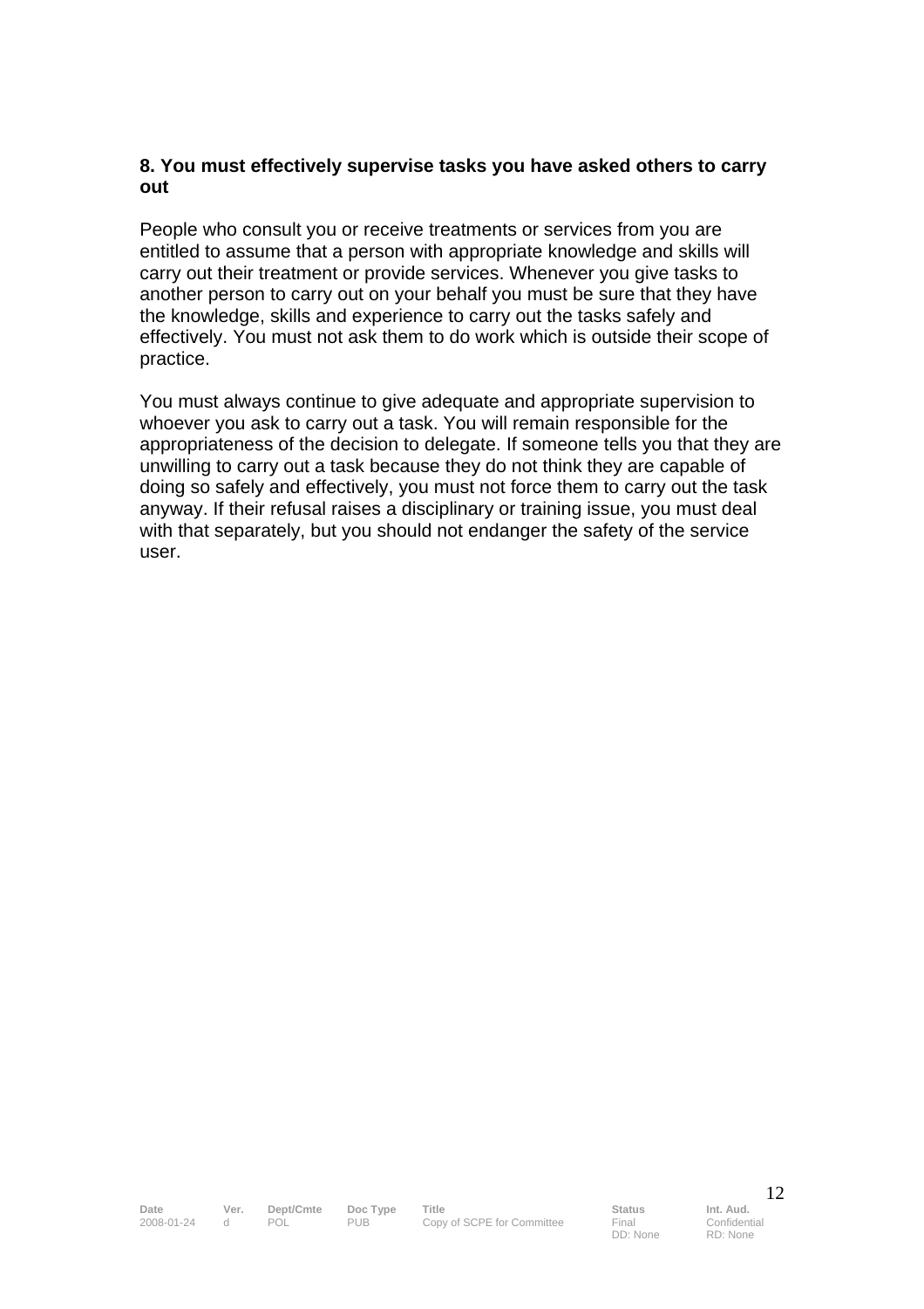**8. You must effectively supervise tasks you have asked others to carry out**

People who consult you or receive treatments or services from you are entitled to assume that a person with appropriate knowledge and skills will carry out their treatment or provide services. Whenever you give tasks to another person to carry out on your behalf you must be sure that they have the knowledge, skills and experience to carry out the tasks safely and effectively. You must not ask them to do work which is outside their scope of practice.

You must always continue to give adequate and appropriate supervision to whoever you ask to carry out a task. You will remain responsible for the appropriateness of the decision to delegate. If someone tells you that they are unwilling to carry out a task because they do not think they are capable of doing so safely and effectively, you must not force them to carry out the task anyway. If their refusal raises a disciplinary or training issue, you must deal with that separately, but you should not endanger the safety of the service user.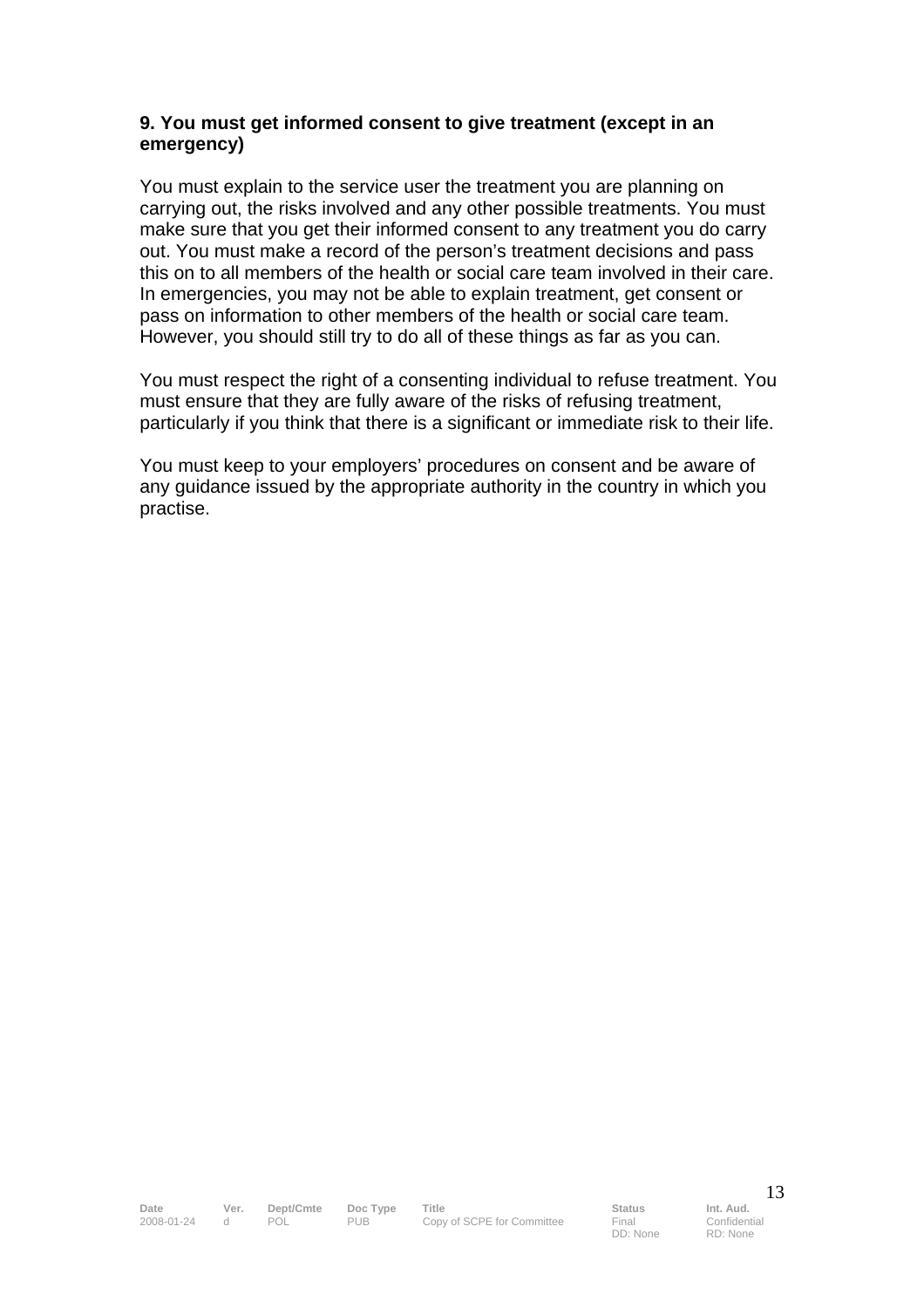**9. You must get informed consent to give treatment (except in an emergency)**

You must explain to the service user the treatment you are planning on carrying out, the risks involved and any other possible treatments. You must make sure that you get their informed consent to any treatment you do carry out. You must make a record of the person's treatment decisions and pass this on to all members of the health or social care team involved in their care. In emergencies, you may not be able to explain treatment, get consent or pass on information to other members of the health or social care team. However, you should still try to do all of these things as far as you can.

You must respect the right of a consenting individual to refuse treatment. You must ensure that they are fully aware of the risks of refusing treatment, particularly if you think that there is a significant or immediate risk to their life.

You must keep to your employers' procedures on consent and be aware of any guidance issued by the appropriate authority in the country in which you practise.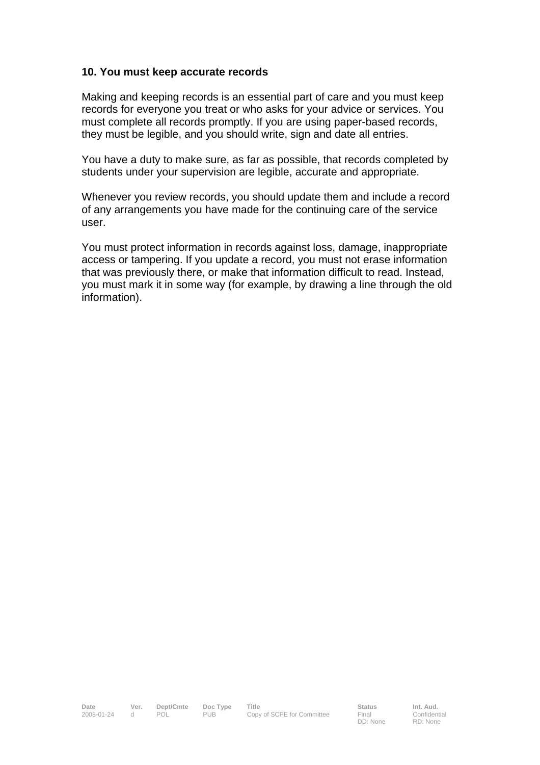### 10. You must keep accurate records

Making and keeping records is an essential part of care and you must keep records for everyone you treat or who asks for your advice or services. You must complete all records promptly. If you are using paper-based records, they must be legible, and you should write, sign and date all entries.

You have a duty to make sure, as far as possible, that records completed by students under your supervision are legible, accurate and appropriate.

Whenever you review records, you should update them and include a record of any arrangements you have made for the continuing care of the service user.

You must protect information in records against loss, damage, inappropriate access or tampering. If you update a record, you must not erase information that was previously there, or make that information difficult to read. Instead, you must mark it in some way (for example, by drawing a line through the old information).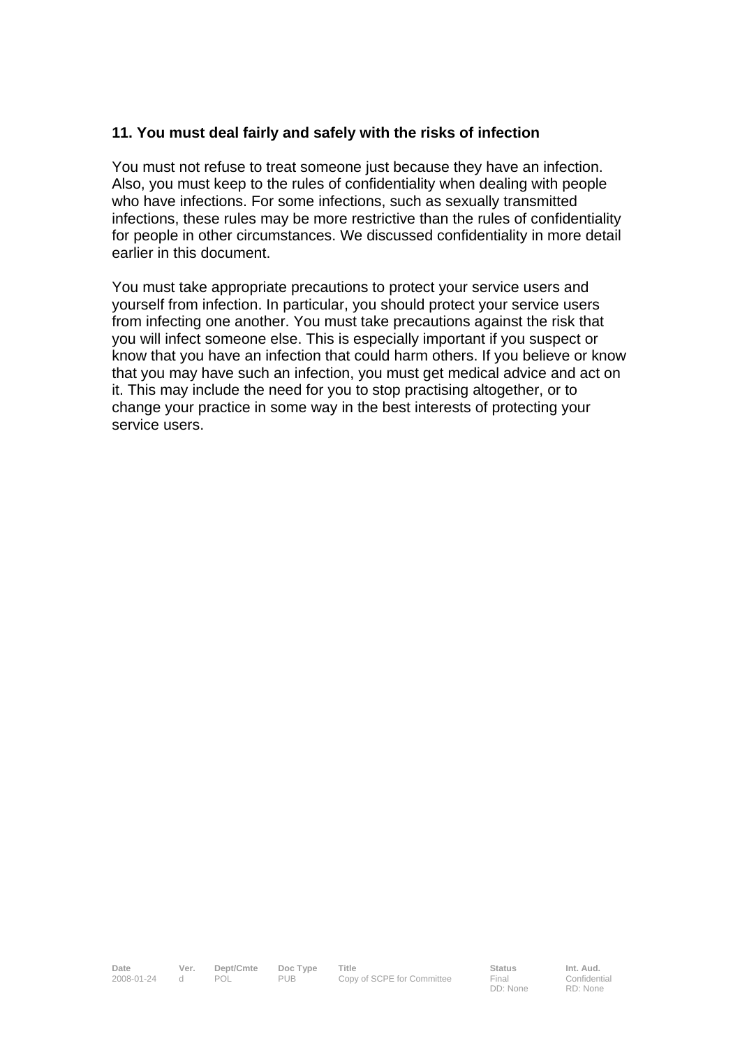### 11. You must deal fairly and safely with the risks of infection

You must not refuse to treat someone just because they have an infection. Also, you must keep to the rules of confidentiality when dealing with people who have infections. For some infections, such as sexually transmitted infections, these rules may be more restrictive than the rules of confidentiality for people in other circumstances. We discussed confidentiality in more detail earlier in this document.

You must take appropriate precautions to protect your service users and yourself from infection. In particular, you should protect your service users from infecting one another. You must take precautions against the risk that you will infect someone else. This is especially important if you suspect or know that you have an infection that could harm others. If you believe or know that you may have such an infection, you must get medical advice and act on it. This may include the need for you to stop practising altogether, or to change your practice in some way in the best interests of protecting your service users.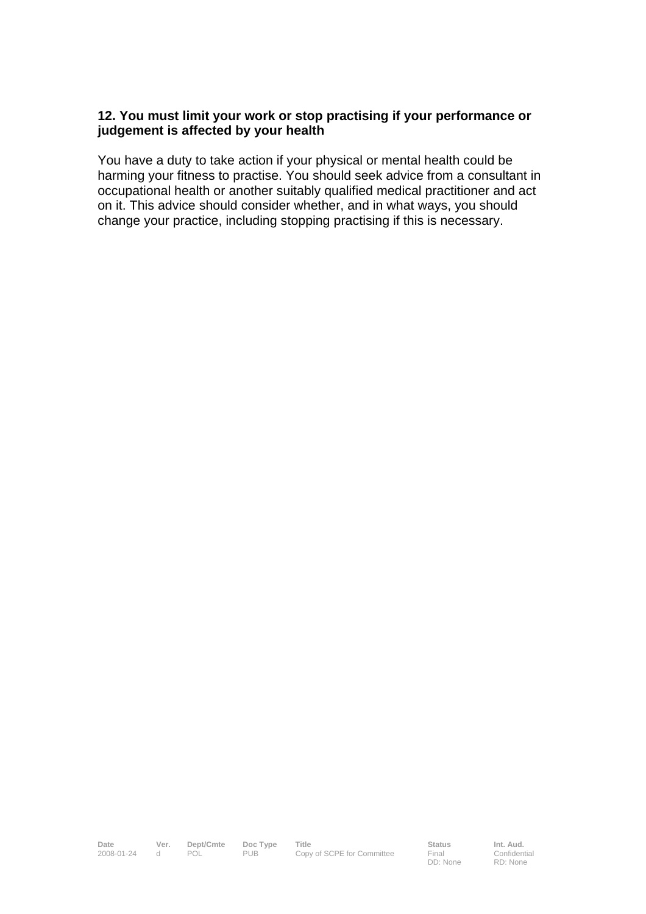**12. You must limit your work or stop practising if your performance or judgement is affected by your health**

You have a duty to take action if your physical or mental health could be harming your fitness to practise. You should seek advice from a consultant in occupational health or another suitably qualified medical practitioner and act on it. This advice should consider whether, and in what ways, you should change your practice, including stopping practising if this is necessary.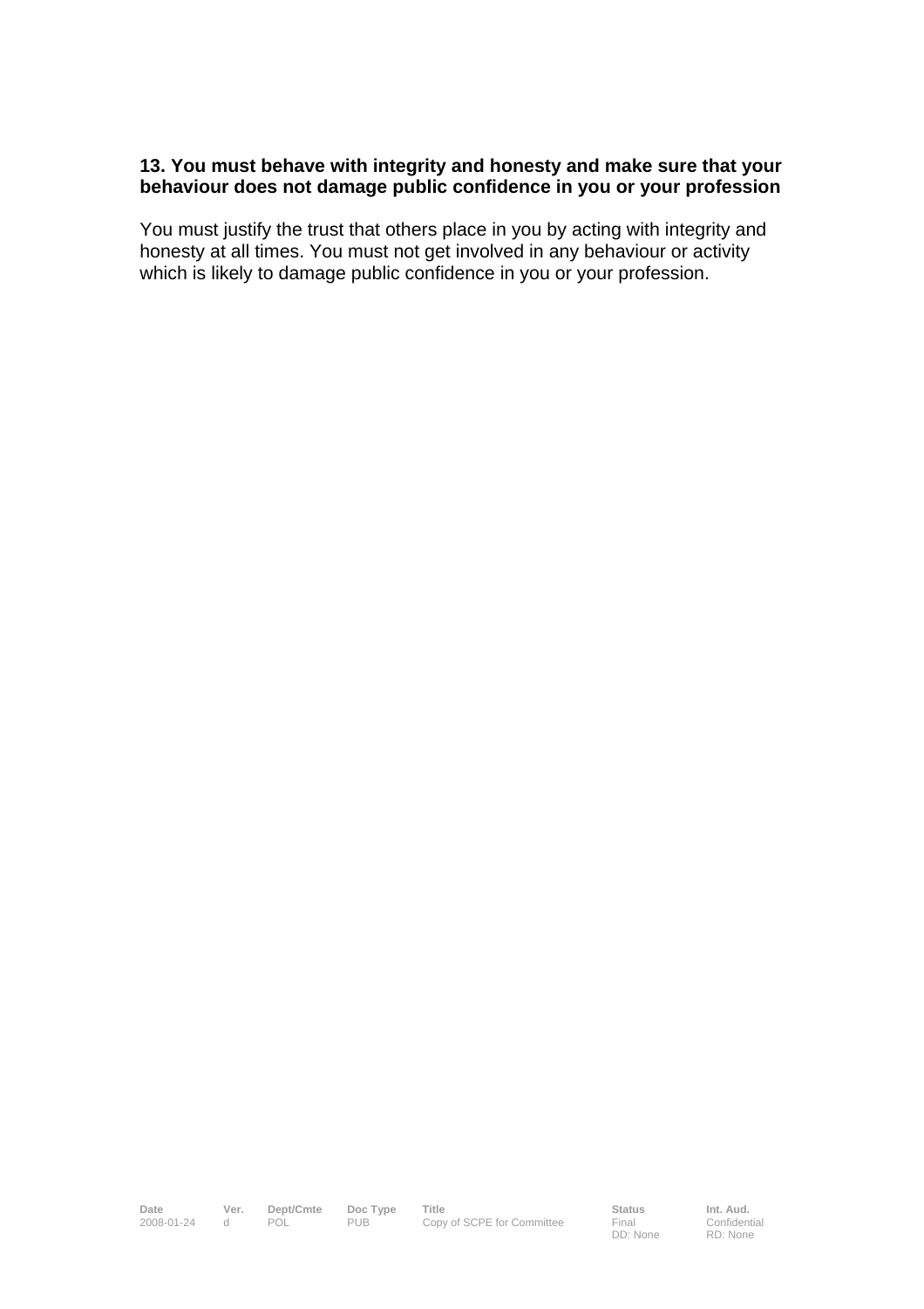**13. You must behave with integrity and honesty and make sure that your behaviour does not damage public confidence in you or your profession**

You must justify the trust that others place in you by acting with integrity and honesty at all times. You must not get involved in any behaviour or activity which is likely to damage public confidence in you or your profession.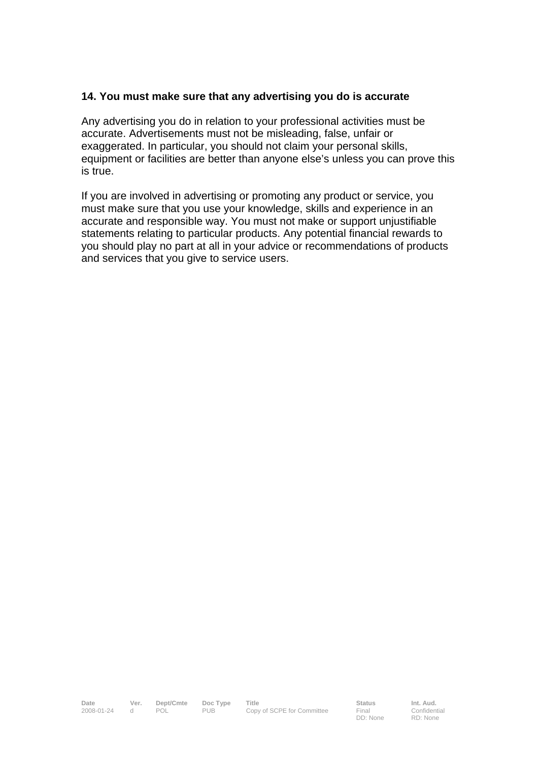### 14. You must make sure that any advertising you do is accurate

Any advertising you do in relation to your professional activities must be accurate. Advertisements must not be misleading, false, unfair or exaggerated. In particular, you should not claim your personal skills, equipment or facilities are better than anyone else's unless you can prove this is true.

If you are involved in advertising or promoting any product or service, you must make sure that you use your knowledge, skills and experience in an accurate and responsible way. You must not make or support unjustifiable statements relating to particular products. Any potential financial rewards to you should play no part at all in your advice or recommendations of products and services that you give to service users.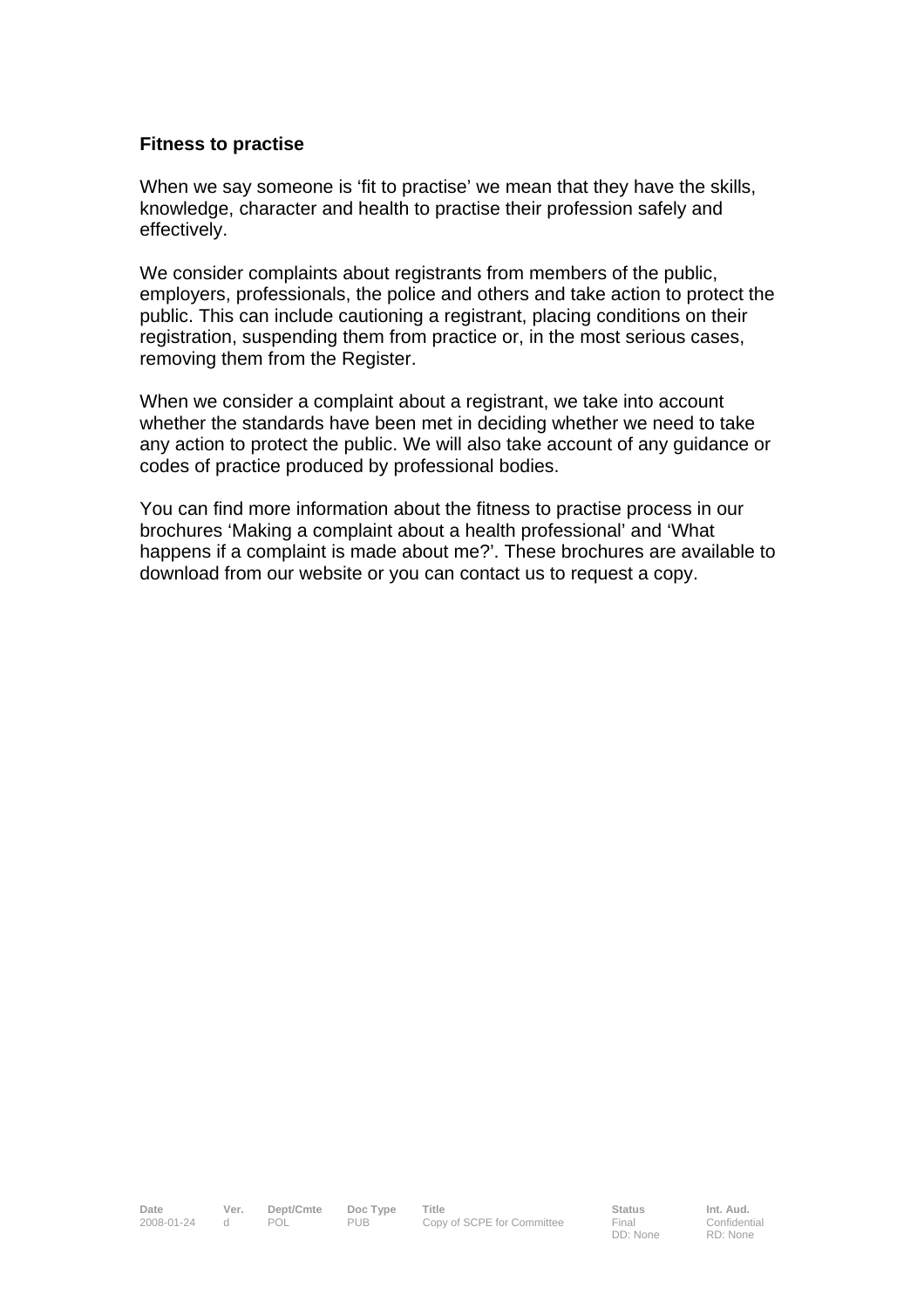## Fitness to practise

When we say someone is 'fit to practise' we mean that they have the skills, knowledge, character and health to practise their profession safely and effectively.

We consider complaints about registrants from members of the public, employers, professionals, the police and others and take action to protect the public. This can include cautioning a registrant, placing conditions on their registration, suspending them from practice or, in the most serious cases, removing them from the Register.

When we consider a complaint about a registrant, we take into account whether the standards have been met in deciding whether we need to take any action to protect the public. We will also take account of any guidance or codes of practice produced by professional bodies.

You can find more information about the fitness to practise process in our brochures 'Making a complaint about a health professional' and 'What happens if a complaint is made about me?'. These brochures are available to download from our website or you can contact us to request a copy.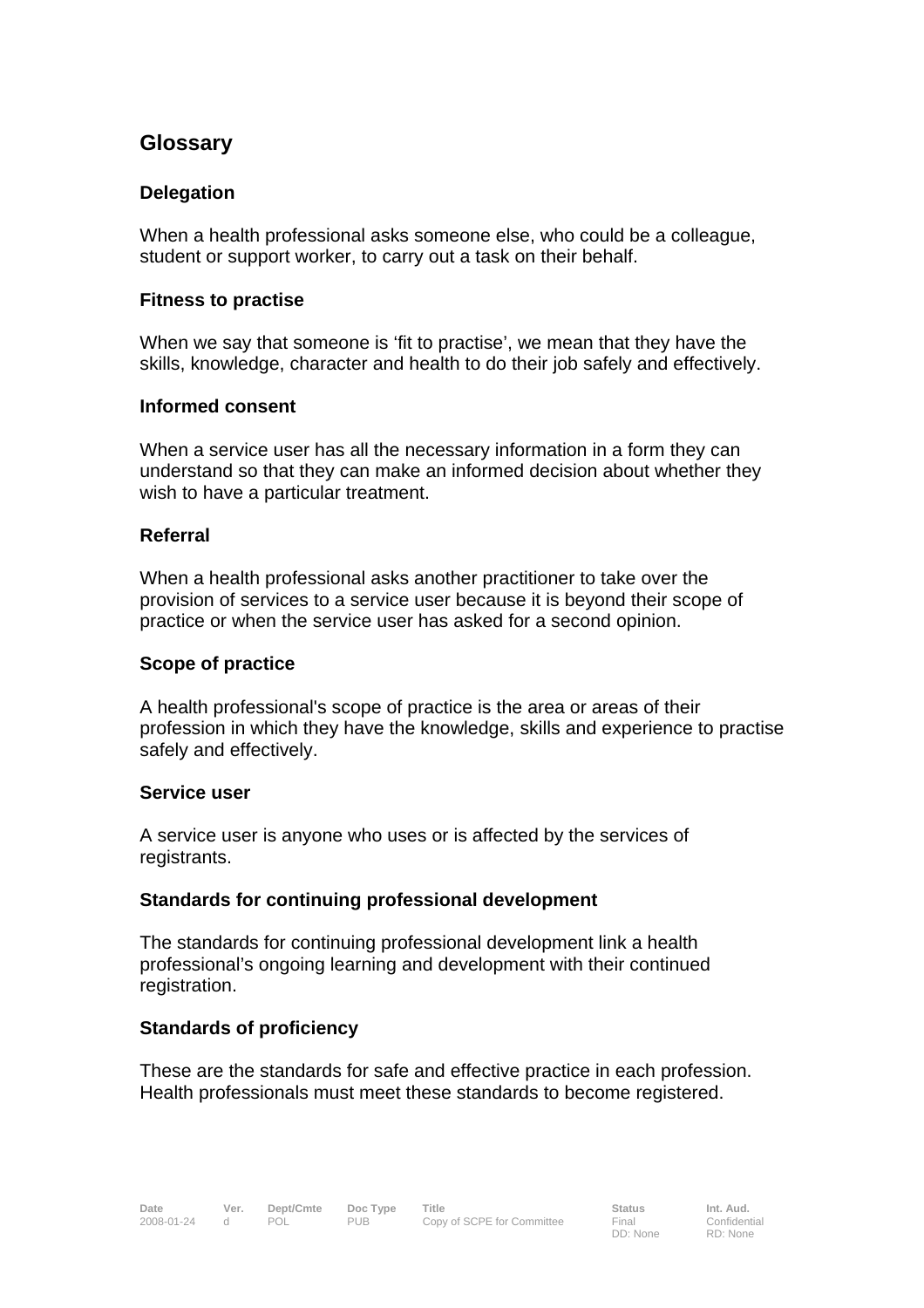## Glossary

### Delegation

When a health professional asks someone else, who could be a colleague, student or support worker, to carry out a task on their behalf.

### Fitness to practise

When we say that someone is 'fit to practise', we mean that they have the skills, knowledge, character and health to do their job safely and effectively.

### Informed consent

When a service user has all the necessary information in a form they can understand so that they can make an informed decision about whether they wish to have a particular treatment.

### Referral

When a health professional asks another practitioner to take over the provision of services to a service user because it is beyond their scope of practice or when the service user has asked for a second opinion.

### Scope of practice

A health professional's scope of practice is the area or areas of their profession in which they have the knowledge, skills and experience to practise safely and effectively.

### Service user

A service user is anyone who uses or is affected by the services of registrants.

### Standards for continuing professional development

The standards for continuing professional development link a health professional's ongoing learning and development with their continued registration.

### Standards of proficiency

These are the standards for safe and effective practice in each profession. Health professionals must meet these standards to become registered.